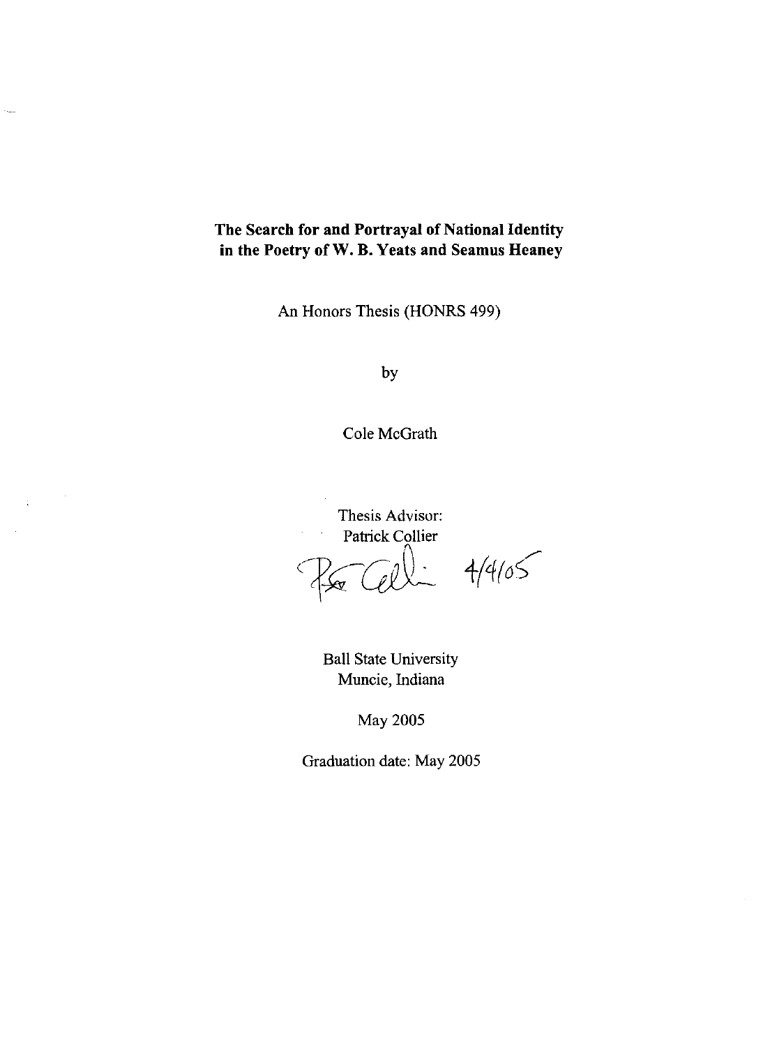# The Search for and Portrayal of National Identity in the Poetry of W. B. Yeats and Seamus Heaney

An Honors Thesis (HONRS 499)

by

Cole McGrath

Thesis Advisor:
Patrick Collier

4/4/05

Ball State University
Muncie, Indiana

May 2005

Graduation date: May 2005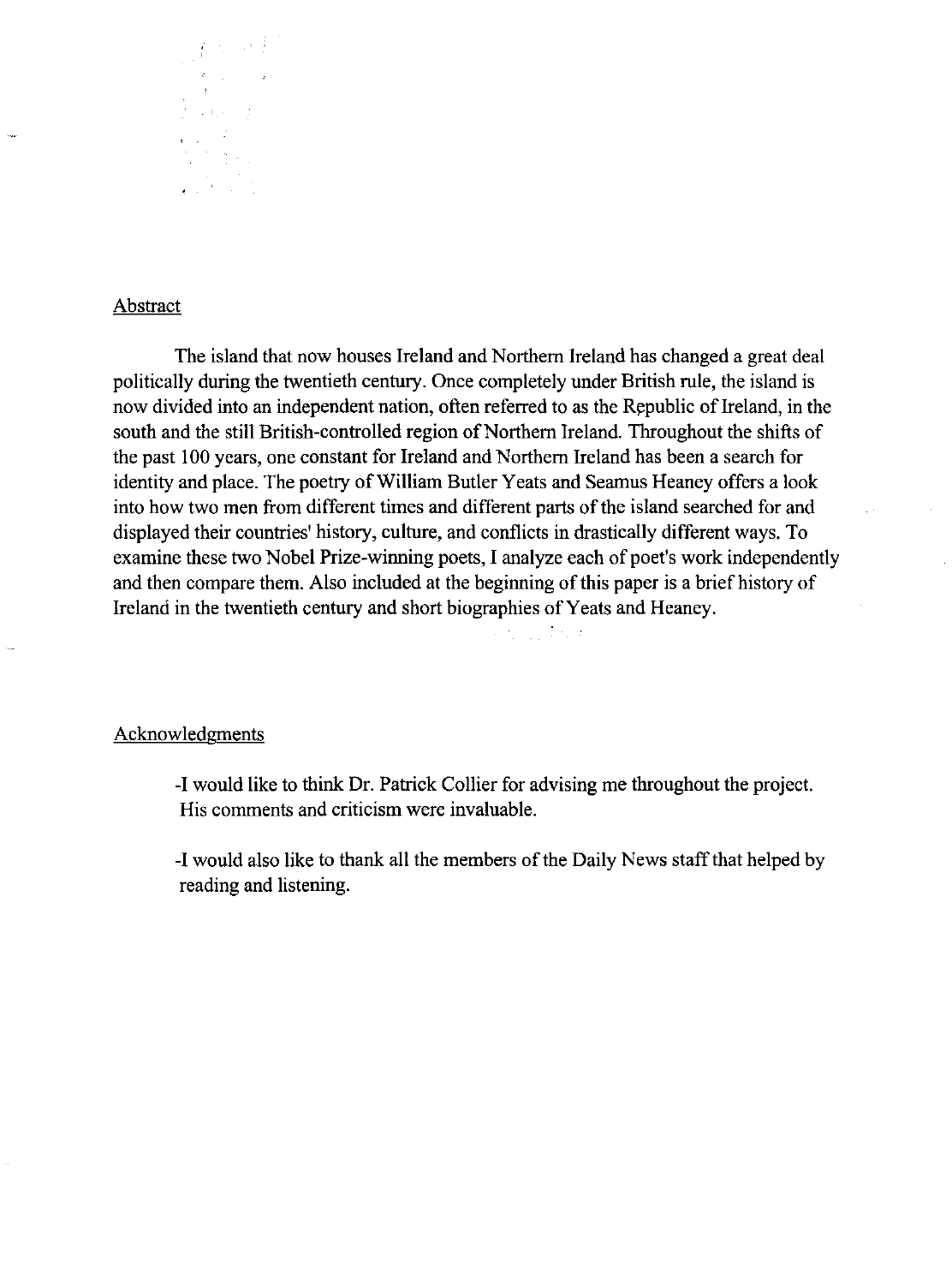## Abstract

The island that now houses Ireland and Northern Ireland has changed a great deal politically during the twentieth century. Once completely under British rule, the island is now divided into an independent nation, often referred to as the Republic of Ireland, in the south and the still British-controlled region of Northern Ireland. Throughout the shifts of the past 100 years, one constant for Ireland and Northern Ireland has been a search for identity and place. The poetry of William Butler Yeats and Seamus Heaney offers a look into how two men from different times and different parts of the island searched for and displayed their countries' history, culture, and conflicts in drastically different ways. To examine these two Nobel Prize-winning poets, I analyze each of poet's work independently and then compare them. Also included at the beginning of this paper is a brief history of Ireland in the twentieth century and short biographies of Yeats and Heaney.

## Acknowledgments

-I would like to think Dr. Patrick Collier for advising me throughout the project. His comments and criticism were invaluable.

-I would also like to thank all the members of the Daily News staff that helped by reading and listening.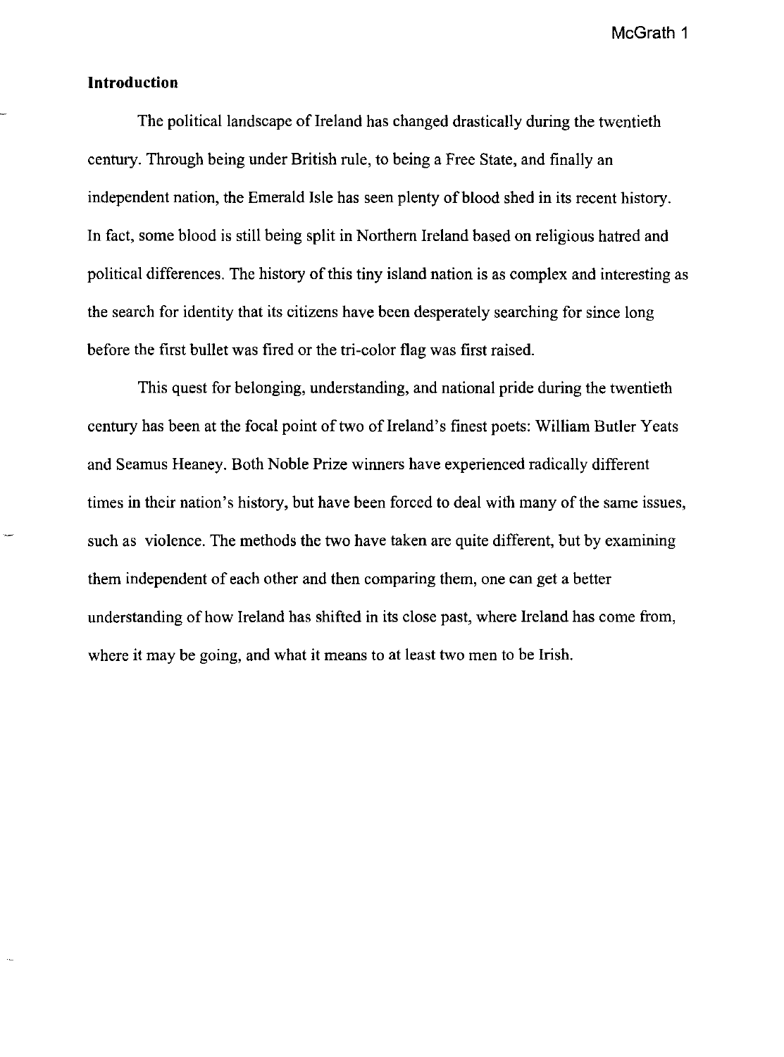## Introduction

The political landscape of Ireland has changed drastically during the twentieth century. Through being under British rule, to being a Free State, and finally an independent nation, the Emerald Isle has seen plenty of blood shed in its recent history. In fact, some blood is still being split in Northern Ireland based on religious hatred and political differences. The history of this tiny island nation is as complex and interesting as the search for identity that its citizens have been desperately searching for since long before the first bullet was fired or the tri-color flag was first raised.

This quest for belonging, understanding, and national pride during the twentieth century has been at the focal point of two of Ireland's finest poets: William Butler Yeats and Seamus Heaney. Both Noble Prize winners have experienced radically different times in their nation's history, but have been forced to deal with many of the same issues, such as violence. The methods the two have taken are quite different, but by examining them independent of each other and then comparing them, one can get a better understanding of how Ireland has shifted in its close past, where Ireland has come from, where it may be going, and what it means to at least two men to be Irish.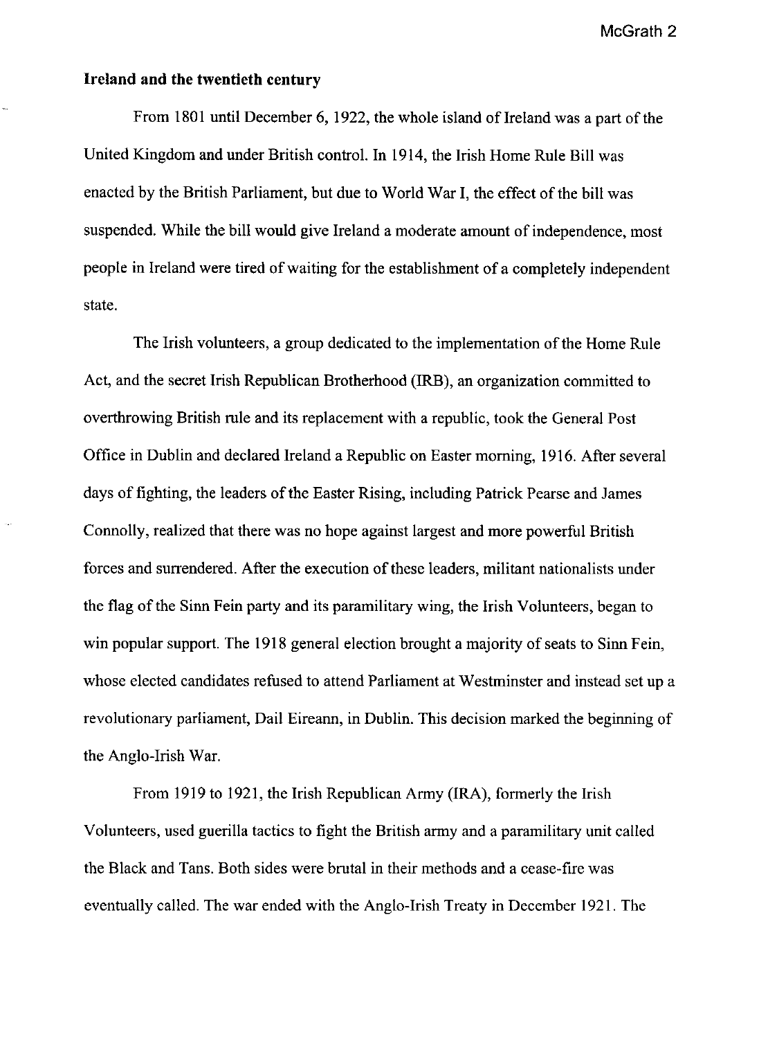## Ireland and the twentieth century

From 1801 until December 6, 1922, the whole island of Ireland was a part of the United Kingdom and under British control. In 1914, the Irish Home Rule Bill was enacted by the British Parliament, but due to World War I, the effect of the bill was suspended. While the bill would give Ireland a moderate amount of independence, most people in Ireland were tired of waiting for the establishment of a completely independent state.

The Irish volunteers, a group dedicated to the implementation of the Home Rule Act, and the secret Irish Republican Brotherhood (IRB), an organization committed to overthrowing British rule and its replacement with a republic, took the General Post Office in Dublin and declared Ireland a Republic on Easter morning, 1916. After several days of fighting, the leaders of the Easter Rising, including Patrick Pearse and James Connolly, realized that there was no hope against largest and more powerful British forces and surrendered. After the execution of these leaders, militant nationalists under the flag of the Sinn Fein party and its paramilitary wing, the Irish Volunteers, began to win popular support. The 1918 general election brought a majority of seats to Sinn Fein, whose elected candidates refused to attend Parliament at Westminster and instead set up a revolutionary parliament, Dail Eireann, in Dublin. This decision marked the beginning of the Anglo-Irish War.

From 1919 to 1921, the Irish Republican Army (IRA), formerly the Irish Volunteers, used guerilla tactics to fight the British army and a paramilitary unit called the Black and Tans. Both sides were brutal in their methods and a cease-fire was eventually called. The war ended with the Anglo-Irish Treaty in December 1921. The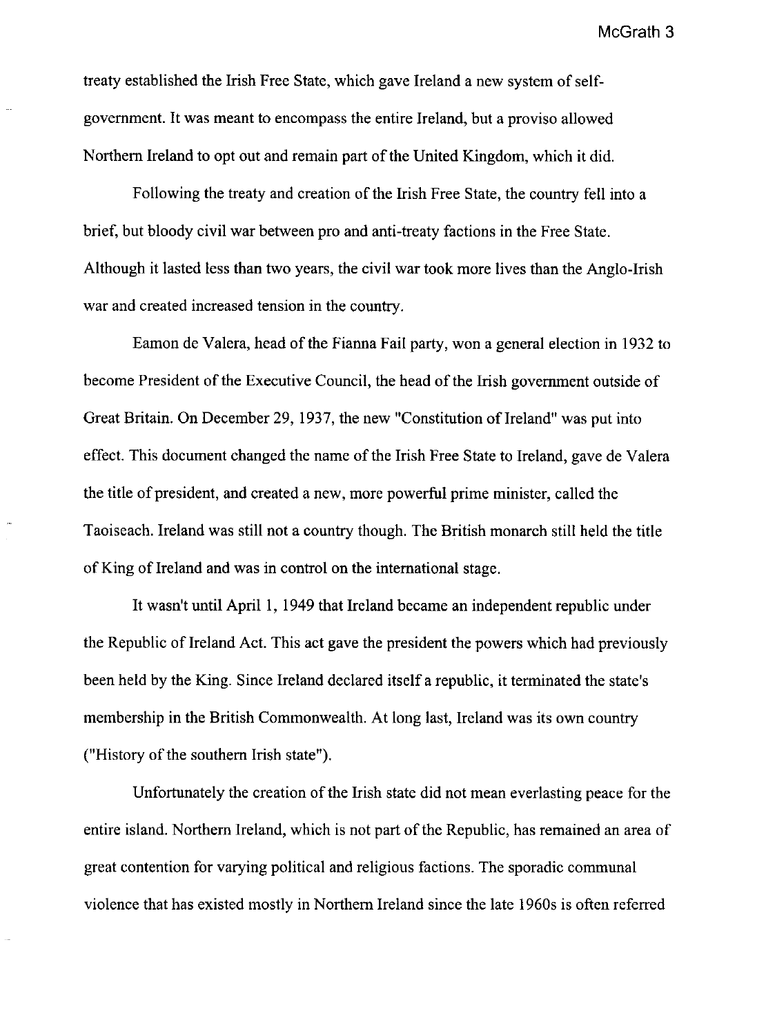treaty established the Irish Free State, which gave Ireland a new system of self-government. It was meant to encompass the entire Ireland, but a proviso allowed Northern Ireland to opt out and remain part of the United Kingdom, which it did.

Following the treaty and creation of the Irish Free State, the country fell into a brief, but bloody civil war between pro and anti-treaty factions in the Free State. Although it lasted less than two years, the civil war took more lives than the Anglo-Irish war and created increased tension in the country.

Eamon de Valera, head of the Fianna Fail party, won a general election in 1932 to become President of the Executive Council, the head of the Irish government outside of Great Britain. On December 29, 1937, the new "Constitution of Ireland" was put into effect. This document changed the name of the Irish Free State to Ireland, gave de Valera the title of president, and created a new, more powerful prime minister, called the Taoiseach. Ireland was still not a country though. The British monarch still held the title of King of Ireland and was in control on the international stage.

It wasn't until April 1, 1949 that Ireland became an independent republic under the Republic of Ireland Act. This act gave the president the powers which had previously been held by the King. Since Ireland declared itself a republic, it terminated the state's membership in the British Commonwealth. At long last, Ireland was its own country ("History of the southern Irish state").

Unfortunately the creation of the Irish state did not mean everlasting peace for the entire island. Northern Ireland, which is not part of the Republic, has remained an area of great contention for varying political and religious factions. The sporadic communal violence that has existed mostly in Northern Ireland since the late 1960s is often referred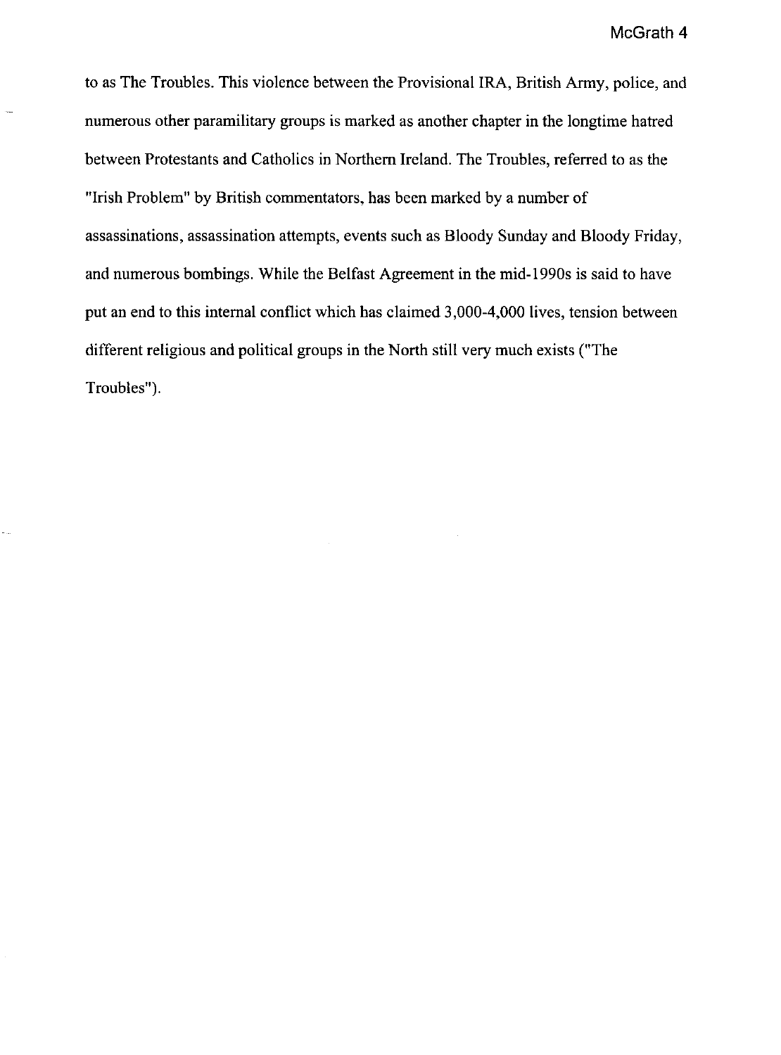to as The Troubles. This violence between the Provisional IRA, British Army, police, and numerous other paramilitary groups is marked as another chapter in the longtime hatred between Protestants and Catholics in Northern Ireland. The Troubles, referred to as the "Irish Problem" by British commentators, has been marked by a number of assassinations, assassination attempts, events such as Bloody Sunday and Bloody Friday, and numerous bombings. While the Belfast Agreement in the mid-1990s is said to have put an end to this internal conflict which has claimed 3,000-4,000 lives, tension between different religious and political groups in the North still very much exists ("The Troubles").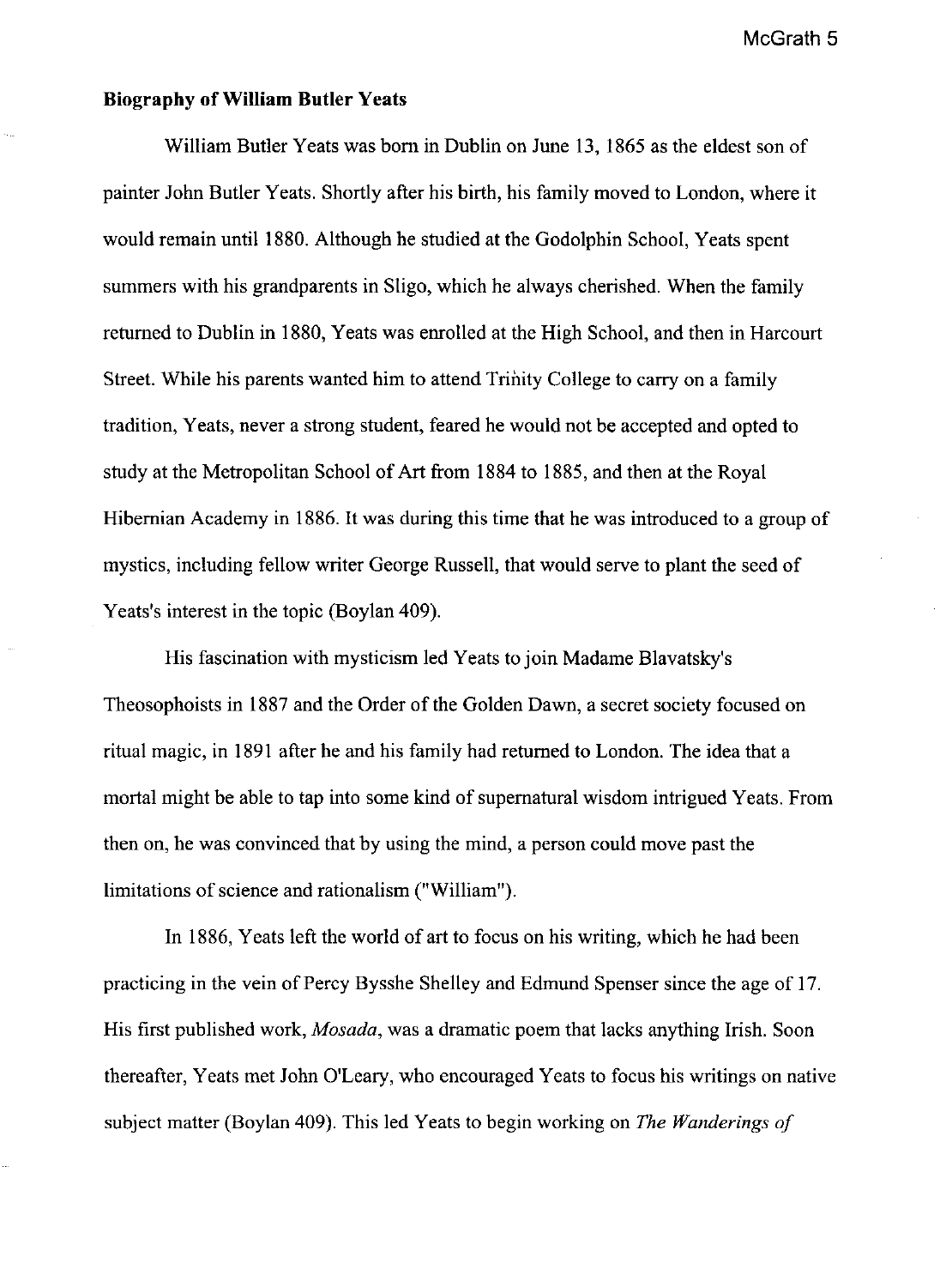**Biography of William Butler Yeats**

William Butler Yeats was born in Dublin on June 13, 1865 as the eldest son of painter John Butler Yeats. Shortly after his birth, his family moved to London, where it would remain until 1880. Although he studied at the Godolphin School, Yeats spent summers with his grandparents in Sligo, which he always cherished. When the family returned to Dublin in 1880, Yeats was enrolled at the High School, and then in Harcourt Street. While his parents wanted him to attend Trinity College to carry on a family tradition, Yeats, never a strong student, feared he would not be accepted and opted to study at the Metropolitan School of Art from 1884 to 1885, and then at the Royal Hibernian Academy in 1886. It was during this time that he was introduced to a group of mystics, including fellow writer George Russell, that would serve to plant the seed of Yeats's interest in the topic (Boylan 409).

His fascination with mysticism led Yeats to join Madame Blavatsky's Theosophoists in 1887 and the Order of the Golden Dawn, a secret society focused on ritual magic, in 1891 after he and his family had returned to London. The idea that a mortal might be able to tap into some kind of supernatural wisdom intrigued Yeats. From then on, he was convinced that by using the mind, a person could move past the limitations of science and rationalism ("William").

In 1886, Yeats left the world of art to focus on his writing, which he had been practicing in the vein of Percy Bysshe Shelley and Edmund Spenser since the age of 17. His first published work, *Mosada*, was a dramatic poem that lacks anything Irish. Soon thereafter, Yeats met John O'Leary, who encouraged Yeats to focus his writings on native subject matter (Boylan 409). This led Yeats to begin working on *The Wanderings of*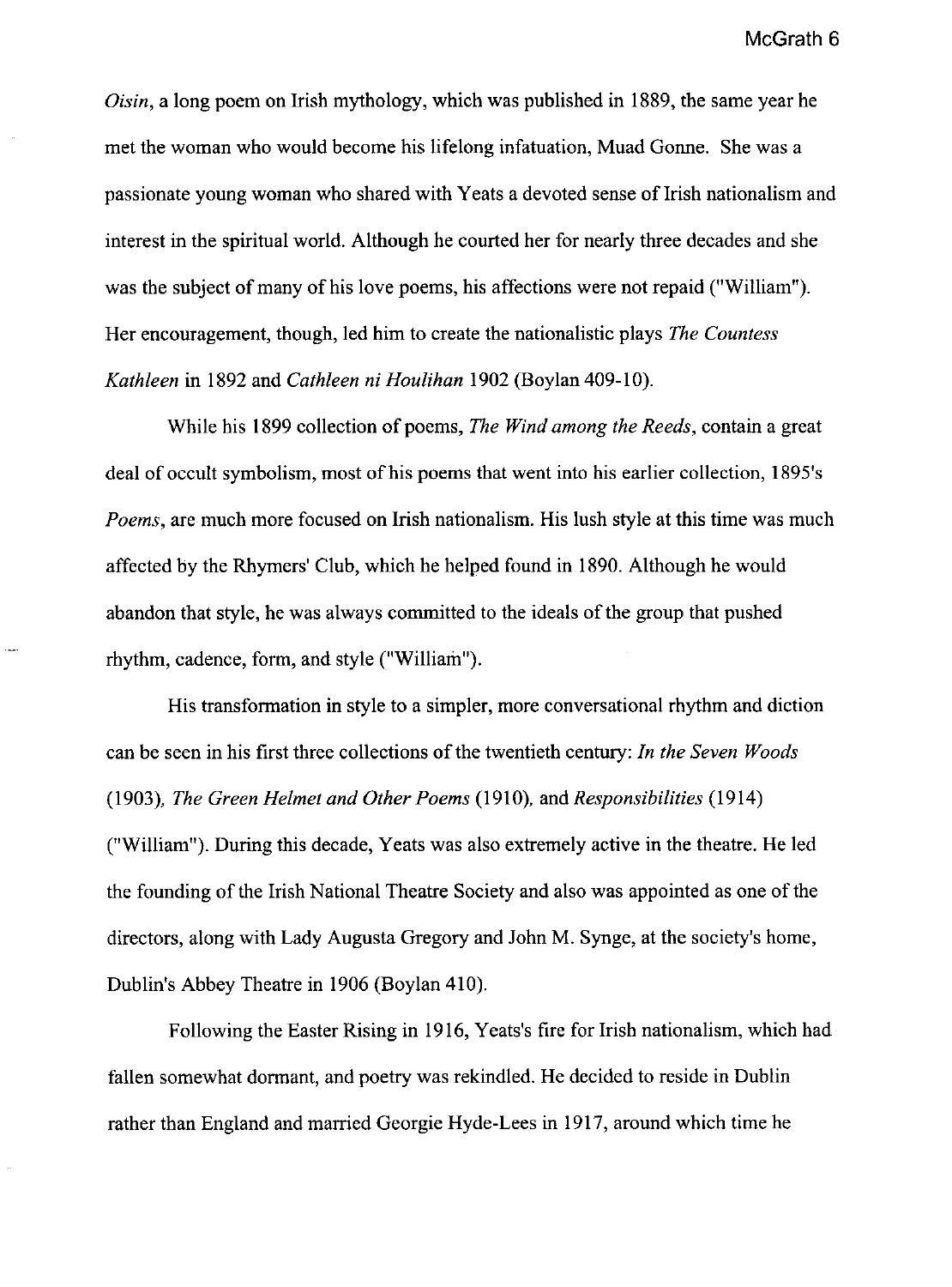*Oisin*, a long poem on Irish mythology, which was published in 1889, the same year he met the woman who would become his lifelong infatuation, Muad Gonne. She was a passionate young woman who shared with Yeats a devoted sense of Irish nationalism and interest in the spiritual world. Although he courted her for nearly three decades and she was the subject of many of his love poems, his affections were not repaid ("William"). Her encouragement, though, led him to create the nationalistic plays *The Countess Kathleen* in 1892 and *Cathleen ni Houlihan* 1902 (Boylan 409-10).

While his 1899 collection of poems, *The Wind among the Reeds*, contain a great deal of occult symbolism, most of his poems that went into his earlier collection, 1895's *Poems*, are much more focused on Irish nationalism. His lush style at this time was much affected by the Rhymers' Club, which he helped found in 1890. Although he would abandon that style, he was always committed to the ideals of the group that pushed rhythm, cadence, form, and style ("William").

His transformation in style to a simpler, more conversational rhythm and diction can be seen in his first three collections of the twentieth century: *In the Seven Woods* (1903), *The Green Helmet and Other Poems* (1910), and *Responsibilities* (1914) ("William"). During this decade, Yeats was also extremely active in the theatre. He led the founding of the Irish National Theatre Society and also was appointed as one of the directors, along with Lady Augusta Gregory and John M. Synge, at the society's home, Dublin's Abbey Theatre in 1906 (Boylan 410).

Following the Easter Rising in 1916, Yeats's fire for Irish nationalism, which had fallen somewhat dormant, and poetry was rekindled. He decided to reside in Dublin rather than England and married Georgie Hyde-Lees in 1917, around which time he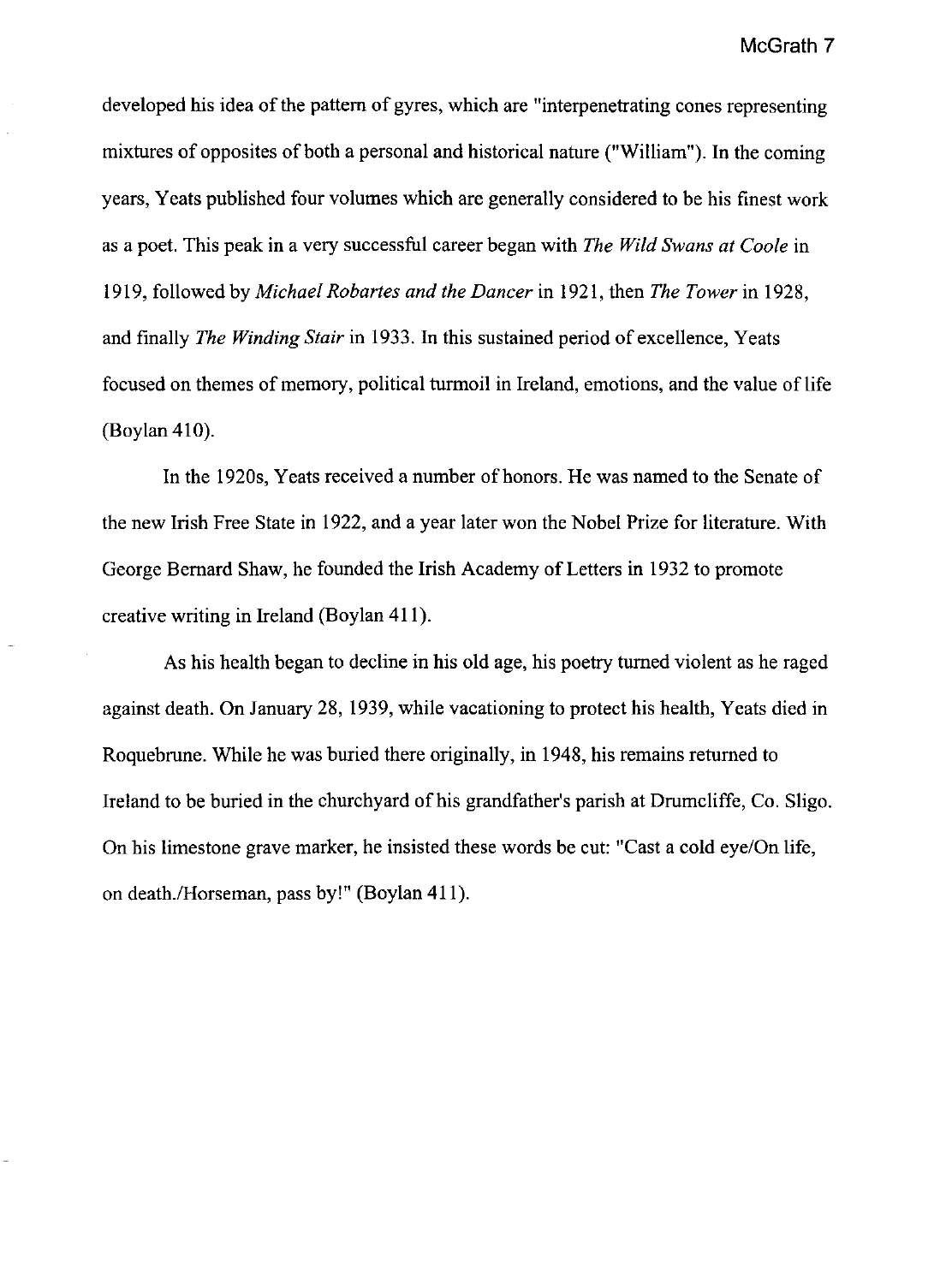developed his idea of the pattern of gyres, which are "interpenetrating cones representing mixtures of opposites of both a personal and historical nature ("William"). In the coming years, Yeats published four volumes which are generally considered to be his finest work as a poet. This peak in a very successful career began with *The Wild Swans at Coole* in 1919, followed by *Michael Robartes and the Dancer* in 1921, then *The Tower* in 1928, and finally *The Winding Stair* in 1933. In this sustained period of excellence, Yeats focused on themes of memory, political turmoil in Ireland, emotions, and the value of life (Boylan 410).

In the 1920s, Yeats received a number of honors. He was named to the Senate of the new Irish Free State in 1922, and a year later won the Nobel Prize for literature. With George Bernard Shaw, he founded the Irish Academy of Letters in 1932 to promote creative writing in Ireland (Boylan 411).

As his health began to decline in his old age, his poetry turned violent as he raged against death. On January 28, 1939, while vacationing to protect his health, Yeats died in Roquebrune. While he was buried there originally, in 1948, his remains returned to Ireland to be buried in the churchyard of his grandfather's parish at Drumcliffe, Co. Sligo. On his limestone grave marker, he insisted these words be cut: "Cast a cold eye/On life, on death./Horseman, pass by!" (Boylan 411).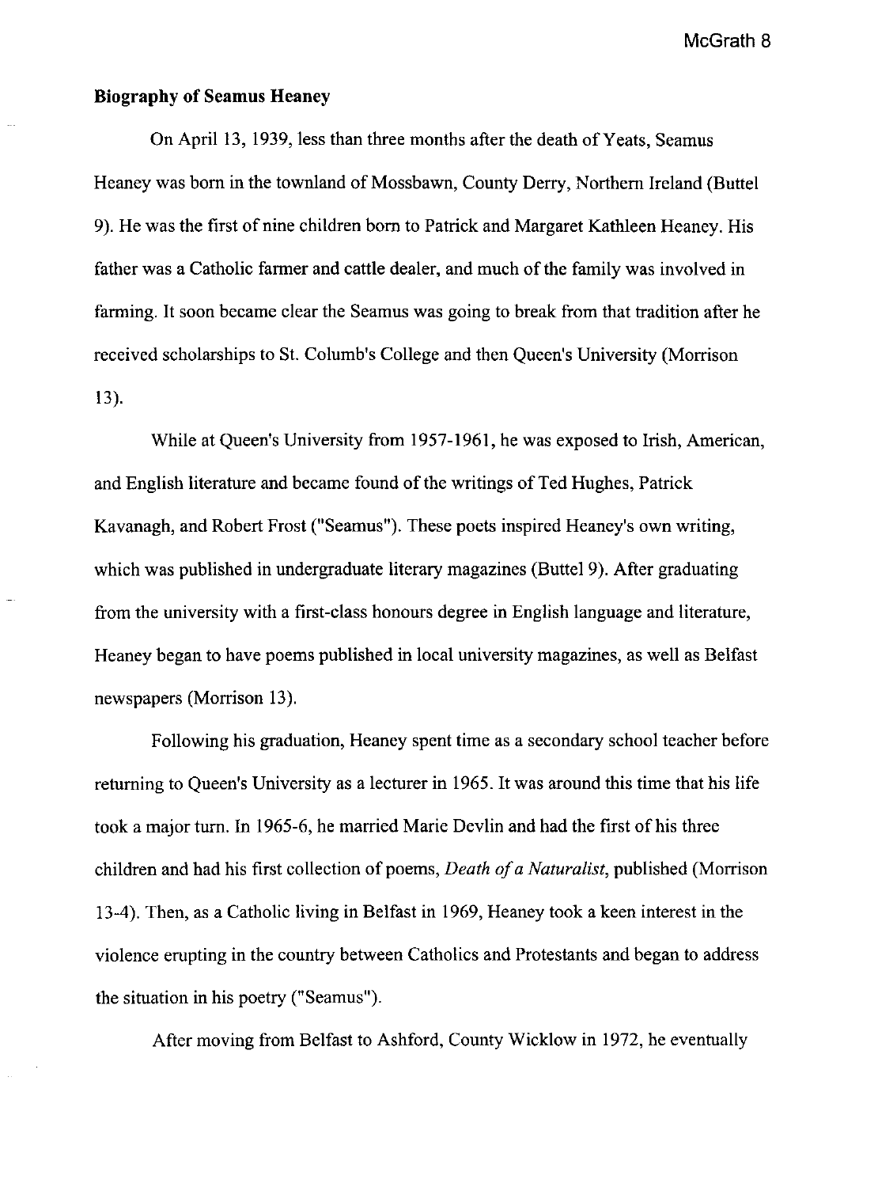**Biography of Seamus Heaney**

On April 13, 1939, less than three months after the death of Yeats, Seamus Heaney was born in the townland of Mossbawn, County Derry, Northern Ireland (Buttel 9). He was the first of nine children born to Patrick and Margaret Kathleen Heaney. His father was a Catholic farmer and cattle dealer, and much of the family was involved in farming. It soon became clear the Seamus was going to break from that tradition after he received scholarships to St. Columb's College and then Queen's University (Morrison 13).

While at Queen's University from 1957-1961, he was exposed to Irish, American, and English literature and became found of the writings of Ted Hughes, Patrick Kavanagh, and Robert Frost ("Seamus"). These poets inspired Heaney's own writing, which was published in undergraduate literary magazines (Buttel 9). After graduating from the university with a first-class honours degree in English language and literature, Heaney began to have poems published in local university magazines, as well as Belfast newspapers (Morrison 13).

Following his graduation, Heaney spent time as a secondary school teacher before returning to Queen's University as a lecturer in 1965. It was around this time that his life took a major turn. In 1965-6, he married Marie Devlin and had the first of his three children and had his first collection of poems, *Death of a Naturalist*, published (Morrison 13-4). Then, as a Catholic living in Belfast in 1969, Heaney took a keen interest in the violence erupting in the country between Catholics and Protestants and began to address the situation in his poetry ("Seamus").

After moving from Belfast to Ashford, County Wicklow in 1972, he eventually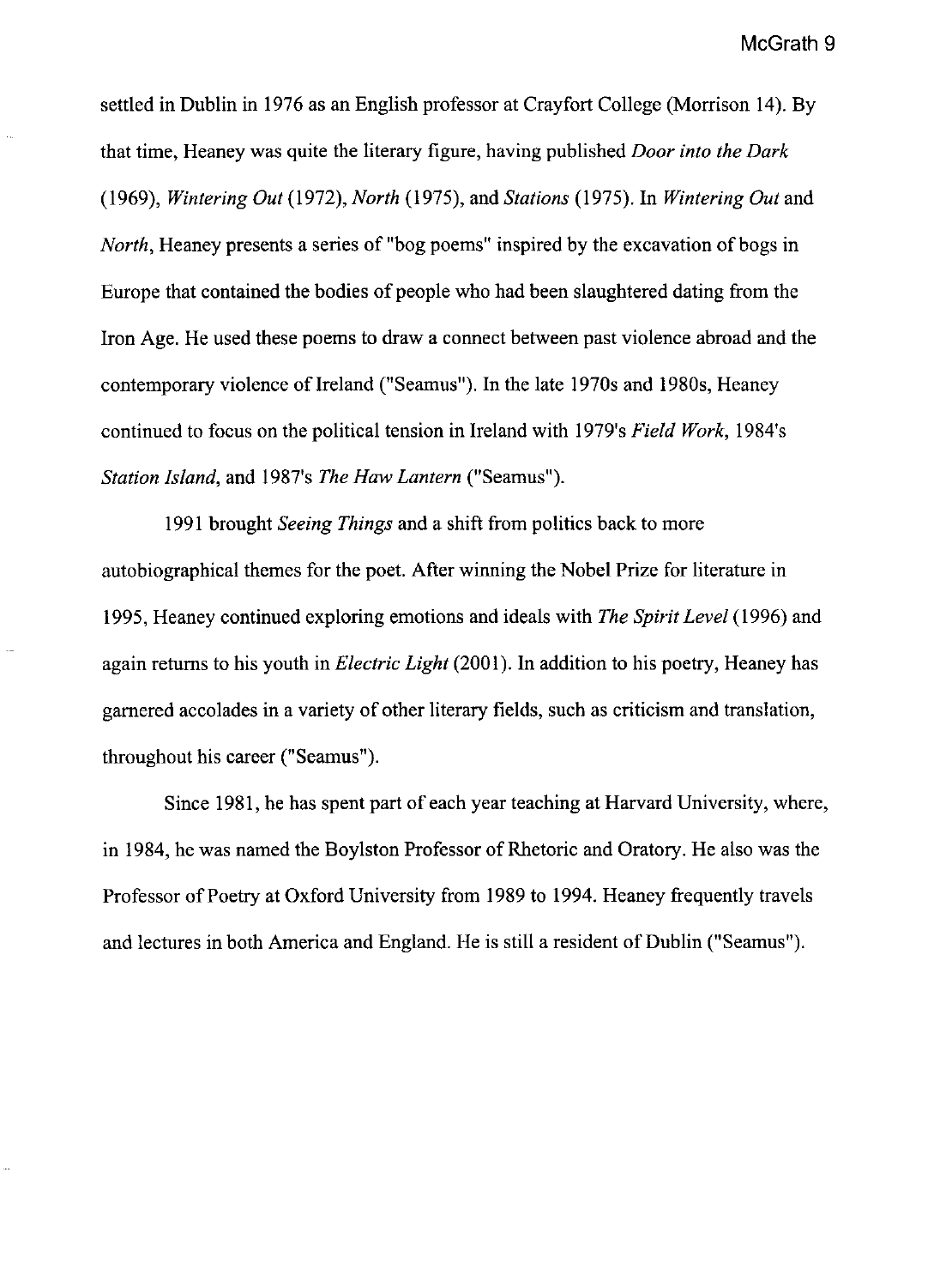settled in Dublin in 1976 as an English professor at Crayfort College (Morrison 14). By that time, Heaney was quite the literary figure, having published *Door into the Dark* (1969), *Wintering Out* (1972), *North* (1975), and *Stations* (1975). In *Wintering Out* and *North*, Heaney presents a series of "bog poems" inspired by the excavation of bogs in Europe that contained the bodies of people who had been slaughtered dating from the Iron Age. He used these poems to draw a connect between past violence abroad and the contemporary violence of Ireland ("Seamus"). In the late 1970s and 1980s, Heaney continued to focus on the political tension in Ireland with 1979's *Field Work*, 1984's *Station Island*, and 1987's *The Haw Lantern* ("Seamus").

1991 brought *Seeing Things* and a shift from politics back to more autobiographical themes for the poet. After winning the Nobel Prize for literature in 1995, Heaney continued exploring emotions and ideals with *The Spirit Level* (1996) and again returns to his youth in *Electric Light* (2001). In addition to his poetry, Heaney has garnered accolades in a variety of other literary fields, such as criticism and translation, throughout his career ("Seamus").

Since 1981, he has spent part of each year teaching at Harvard University, where, in 1984, he was named the Boylston Professor of Rhetoric and Oratory. He also was the Professor of Poetry at Oxford University from 1989 to 1994. Heaney frequently travels and lectures in both America and England. He is still a resident of Dublin ("Seamus").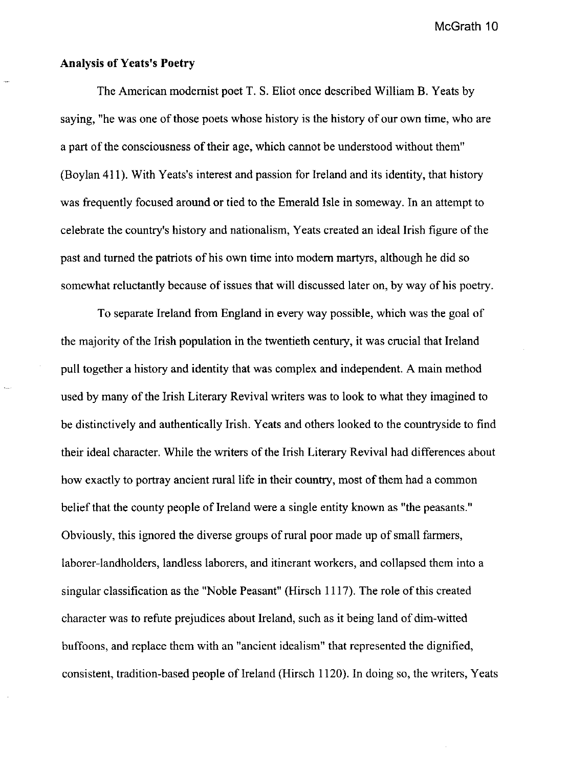**Analysis of Yeats's Poetry**

The American modernist poet T. S. Eliot once described William B. Yeats by saying, "he was one of those poets whose history is the history of our own time, who are a part of the consciousness of their age, which cannot be understood without them" (Boylan 411). With Yeats's interest and passion for Ireland and its identity, that history was frequently focused around or tied to the Emerald Isle in someway. In an attempt to celebrate the country's history and nationalism, Yeats created an ideal Irish figure of the past and turned the patriots of his own time into modern martyrs, although he did so somewhat reluctantly because of issues that will discussed later on, by way of his poetry.

To separate Ireland from England in every way possible, which was the goal of the majority of the Irish population in the twentieth century, it was crucial that Ireland pull together a history and identity that was complex and independent. A main method used by many of the Irish Literary Revival writers was to look to what they imagined to be distinctively and authentically Irish. Yeats and others looked to the countryside to find their ideal character. While the writers of the Irish Literary Revival had differences about how exactly to portray ancient rural life in their country, most of them had a common belief that the county people of Ireland were a single entity known as "the peasants." Obviously, this ignored the diverse groups of rural poor made up of small farmers, laborer-landholders, landless laborers, and itinerant workers, and collapsed them into a singular classification as the "Noble Peasant" (Hirsch 1117). The role of this created character was to refute prejudices about Ireland, such as it being land of dim-witted buffoons, and replace them with an "ancient idealism" that represented the dignified, consistent, tradition-based people of Ireland (Hirsch 1120). In doing so, the writers, Yeats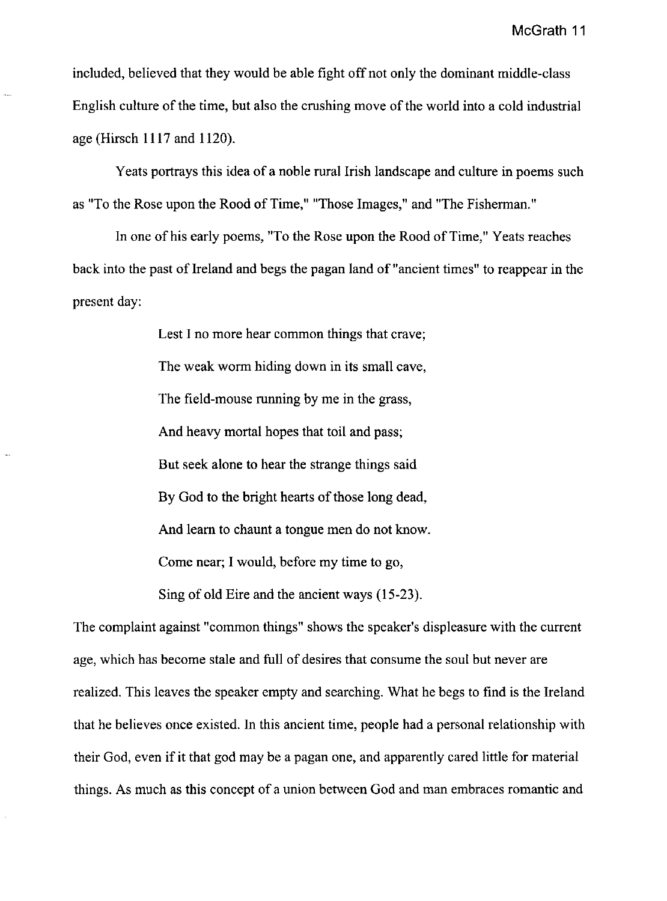included, believed that they would be able fight off not only the dominant middle-class English culture of the time, but also the crushing move of the world into a cold industrial age (Hirsch 1117 and 1120).

Yeats portrays this idea of a noble rural Irish landscape and culture in poems such as "To the Rose upon the Rood of Time," "Those Images," and "The Fisherman."

In one of his early poems, "To the Rose upon the Rood of Time," Yeats reaches back into the past of Ireland and begs the pagan land of "ancient times" to reappear in the present day:

> Lest I no more hear common things that crave;
>
> The weak worm hiding down in its small cave,
>
> The field-mouse running by me in the grass,
>
> And heavy mortal hopes that toil and pass;
>
> But seek alone to hear the strange things said
>
> By God to the bright hearts of those long dead,
>
> And learn to chaunt a tongue men do not know.
>
> Come near; I would, before my time to go,
>
> Sing of old Eire and the ancient ways (15-23).

The complaint against "common things" shows the speaker's displeasure with the current age, which has become stale and full of desires that consume the soul but never are realized. This leaves the speaker empty and searching. What he begs to find is the Ireland that he believes once existed. In this ancient time, people had a personal relationship with their God, even if it that god may be a pagan one, and apparently cared little for material things. As much as this concept of a union between God and man embraces romantic and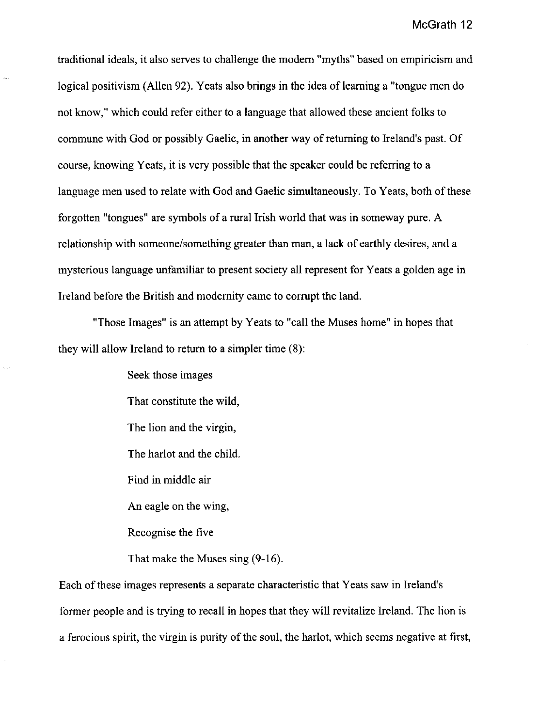traditional ideals, it also serves to challenge the modern "myths" based on empiricism and logical positivism (Allen 92). Yeats also brings in the idea of learning a "tongue men do not know," which could refer either to a language that allowed these ancient folks to commune with God or possibly Gaelic, in another way of returning to Ireland's past. Of course, knowing Yeats, it is very possible that the speaker could be referring to a language men used to relate with God and Gaelic simultaneously. To Yeats, both of these forgotten "tongues" are symbols of a rural Irish world that was in someway pure. A relationship with someone/something greater than man, a lack of earthly desires, and a mysterious language unfamiliar to present society all represent for Yeats a golden age in Ireland before the British and modernity came to corrupt the land.

"Those Images" is an attempt by Yeats to "call the Muses home" in hopes that they will allow Ireland to return to a simpler time (8):

> Seek those images
>
> That constitute the wild,
>
> The lion and the virgin,
>
> The harlot and the child.
>
> Find in middle air
>
> An eagle on the wing,
>
> Recognise the five
>
> That make the Muses sing (9-16).

Each of these images represents a separate characteristic that Yeats saw in Ireland's former people and is trying to recall in hopes that they will revitalize Ireland. The lion is a ferocious spirit, the virgin is purity of the soul, the harlot, which seems negative at first,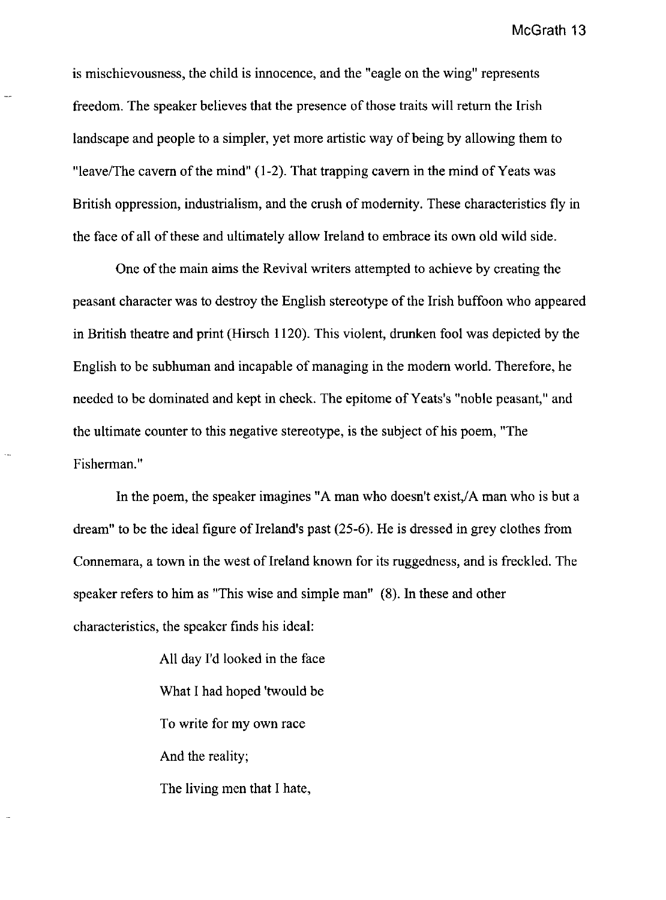is mischievousness, the child is innocence, and the "eagle on the wing" represents freedom. The speaker believes that the presence of those traits will return the Irish landscape and people to a simpler, yet more artistic way of being by allowing them to "leave/The cavern of the mind" (1-2). That trapping cavern in the mind of Yeats was British oppression, industrialism, and the crush of modernity. These characteristics fly in the face of all of these and ultimately allow Ireland to embrace its own old wild side.

One of the main aims the Revival writers attempted to achieve by creating the peasant character was to destroy the English stereotype of the Irish buffoon who appeared in British theatre and print (Hirsch 1120). This violent, drunken fool was depicted by the English to be subhuman and incapable of managing in the modern world. Therefore, he needed to be dominated and kept in check. The epitome of Yeats's "noble peasant," and the ultimate counter to this negative stereotype, is the subject of his poem, "The Fisherman."

In the poem, the speaker imagines "A man who doesn't exist,/A man who is but a dream" to be the ideal figure of Ireland's past (25-6). He is dressed in grey clothes from Connemara, a town in the west of Ireland known for its ruggedness, and is freckled. The speaker refers to him as "This wise and simple man" (8). In these and other characteristics, the speaker finds his ideal:

> All day I'd looked in the face
>
> What I had hoped 'twould be
>
> To write for my own race
>
> And the reality;
>
> The living men that I hate,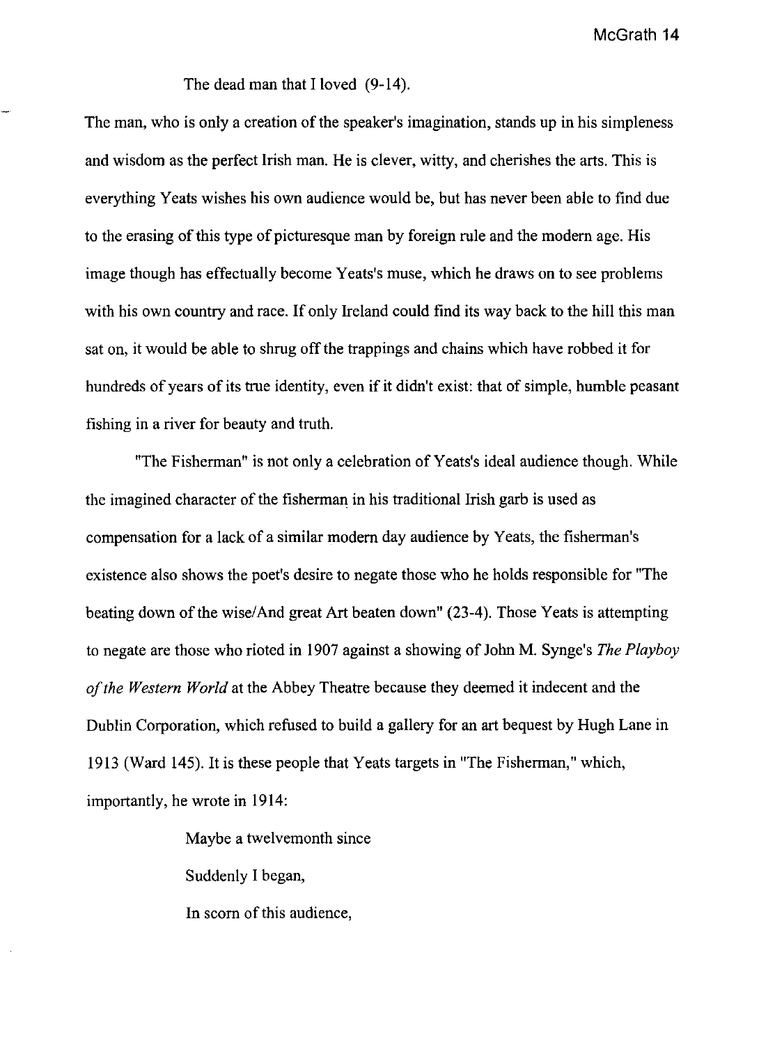The dead man that I loved (9-14).

The man, who is only a creation of the speaker's imagination, stands up in his simpleness and wisdom as the perfect Irish man. He is clever, witty, and cherishes the arts. This is everything Yeats wishes his own audience would be, but has never been able to find due to the erasing of this type of picturesque man by foreign rule and the modern age. His image though has effectually become Yeats's muse, which he draws on to see problems with his own country and race. If only Ireland could find its way back to the hill this man sat on, it would be able to shrug off the trappings and chains which have robbed it for hundreds of years of its true identity, even if it didn't exist: that of simple, humble peasant fishing in a river for beauty and truth.

"The Fisherman" is not only a celebration of Yeats's ideal audience though. While the imagined character of the fisherman in his traditional Irish garb is used as compensation for a lack of a similar modern day audience by Yeats, the fisherman's existence also shows the poet's desire to negate those who he holds responsible for "The beating down of the wise/And great Art beaten down" (23-4). Those Yeats is attempting to negate are those who rioted in 1907 against a showing of John M. Synge's *The Playboy of the Western World* at the Abbey Theatre because they deemed it indecent and the Dublin Corporation, which refused to build a gallery for an art bequest by Hugh Lane in 1913 (Ward 145). It is these people that Yeats targets in "The Fisherman," which, importantly, he wrote in 1914:

> Maybe a twelvemonth since
>
> Suddenly I began,
>
> In scorn of this audience,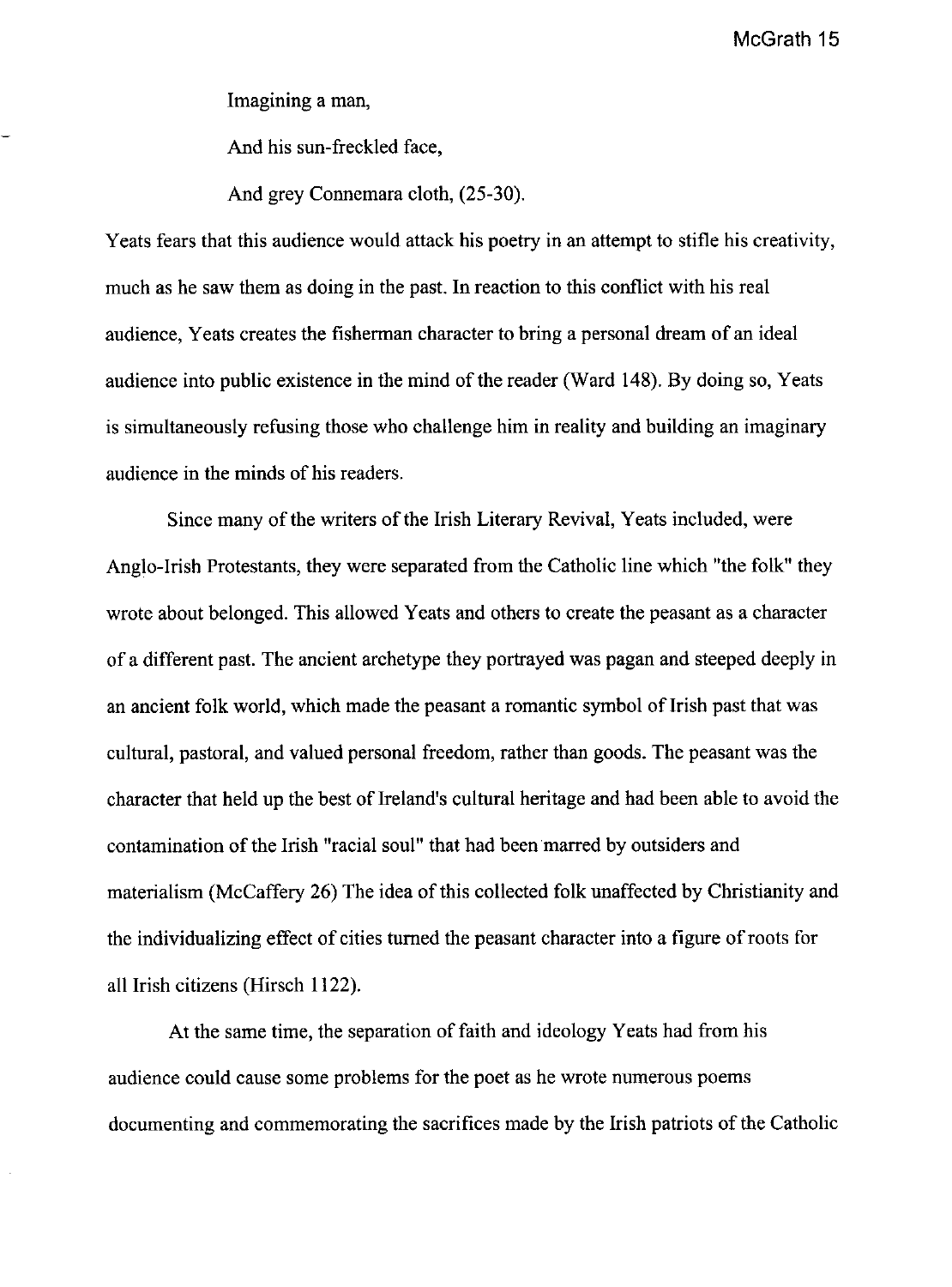Imagining a man,

And his sun-freckled face,

And grey Connemara cloth, (25-30).

Yeats fears that this audience would attack his poetry in an attempt to stifle his creativity, much as he saw them as doing in the past. In reaction to this conflict with his real audience, Yeats creates the fisherman character to bring a personal dream of an ideal audience into public existence in the mind of the reader (Ward 148). By doing so, Yeats is simultaneously refusing those who challenge him in reality and building an imaginary audience in the minds of his readers.

Since many of the writers of the Irish Literary Revival, Yeats included, were Anglo-Irish Protestants, they were separated from the Catholic line which "the folk" they wrote about belonged. This allowed Yeats and others to create the peasant as a character of a different past. The ancient archetype they portrayed was pagan and steeped deeply in an ancient folk world, which made the peasant a romantic symbol of Irish past that was cultural, pastoral, and valued personal freedom, rather than goods. The peasant was the character that held up the best of Ireland's cultural heritage and had been able to avoid the contamination of the Irish "racial soul" that had been marred by outsiders and materialism (McCaffery 26) The idea of this collected folk unaffected by Christianity and the individualizing effect of cities turned the peasant character into a figure of roots for all Irish citizens (Hirsch 1122).

At the same time, the separation of faith and ideology Yeats had from his audience could cause some problems for the poet as he wrote numerous poems documenting and commemorating the sacrifices made by the Irish patriots of the Catholic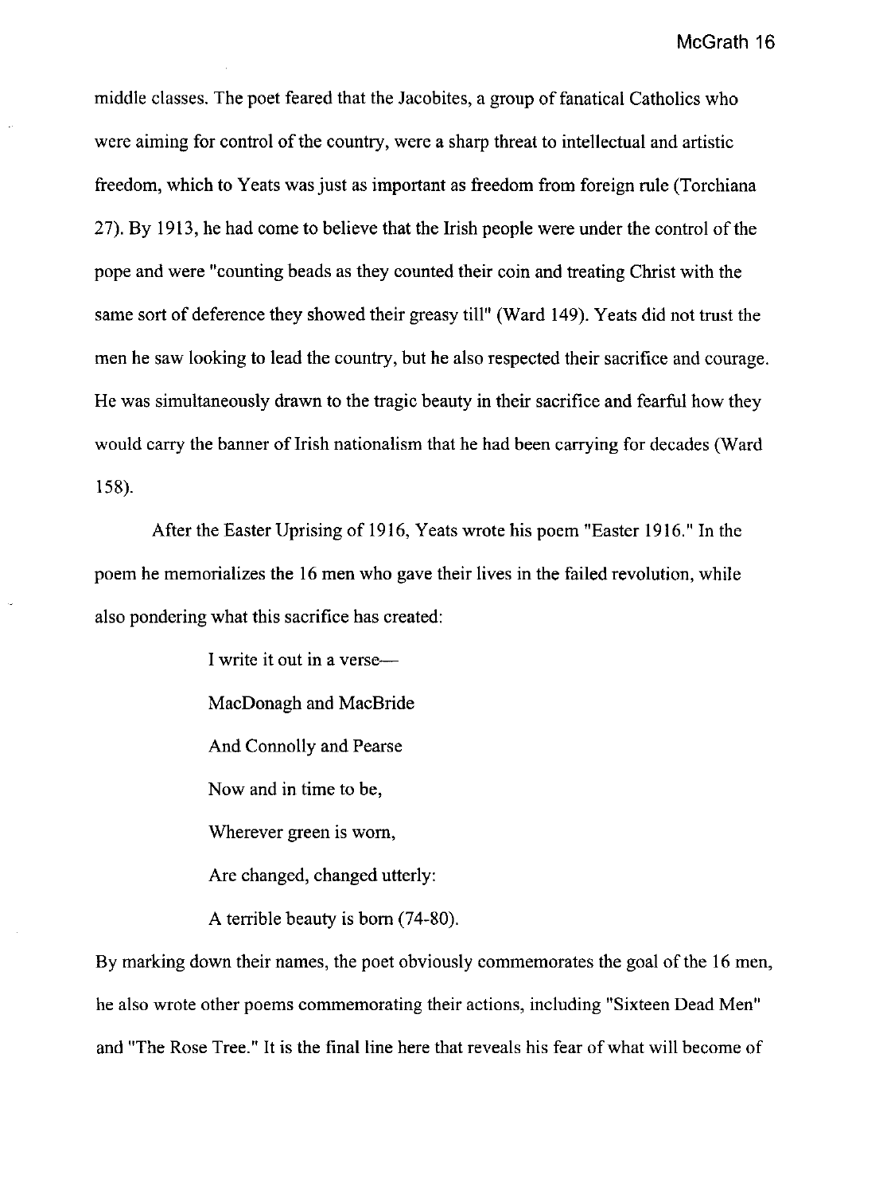middle classes. The poet feared that the Jacobites, a group of fanatical Catholics who were aiming for control of the country, were a sharp threat to intellectual and artistic freedom, which to Yeats was just as important as freedom from foreign rule (Torchiana 27). By 1913, he had come to believe that the Irish people were under the control of the pope and were "counting beads as they counted their coin and treating Christ with the same sort of deference they showed their greasy till" (Ward 149). Yeats did not trust the men he saw looking to lead the country, but he also respected their sacrifice and courage. He was simultaneously drawn to the tragic beauty in their sacrifice and fearful how they would carry the banner of Irish nationalism that he had been carrying for decades (Ward 158).

After the Easter Uprising of 1916, Yeats wrote his poem "Easter 1916." In the poem he memorializes the 16 men who gave their lives in the failed revolution, while also pondering what this sacrifice has created:

> I write it out in a verse—
>
> MacDonagh and MacBride
>
> And Connolly and Pearse
>
> Now and in time to be,
>
> Wherever green is worn,
>
> Are changed, changed utterly:
>
> A terrible beauty is born (74-80).

By marking down their names, the poet obviously commemorates the goal of the 16 men, he also wrote other poems commemorating their actions, including "Sixteen Dead Men" and "The Rose Tree." It is the final line here that reveals his fear of what will become of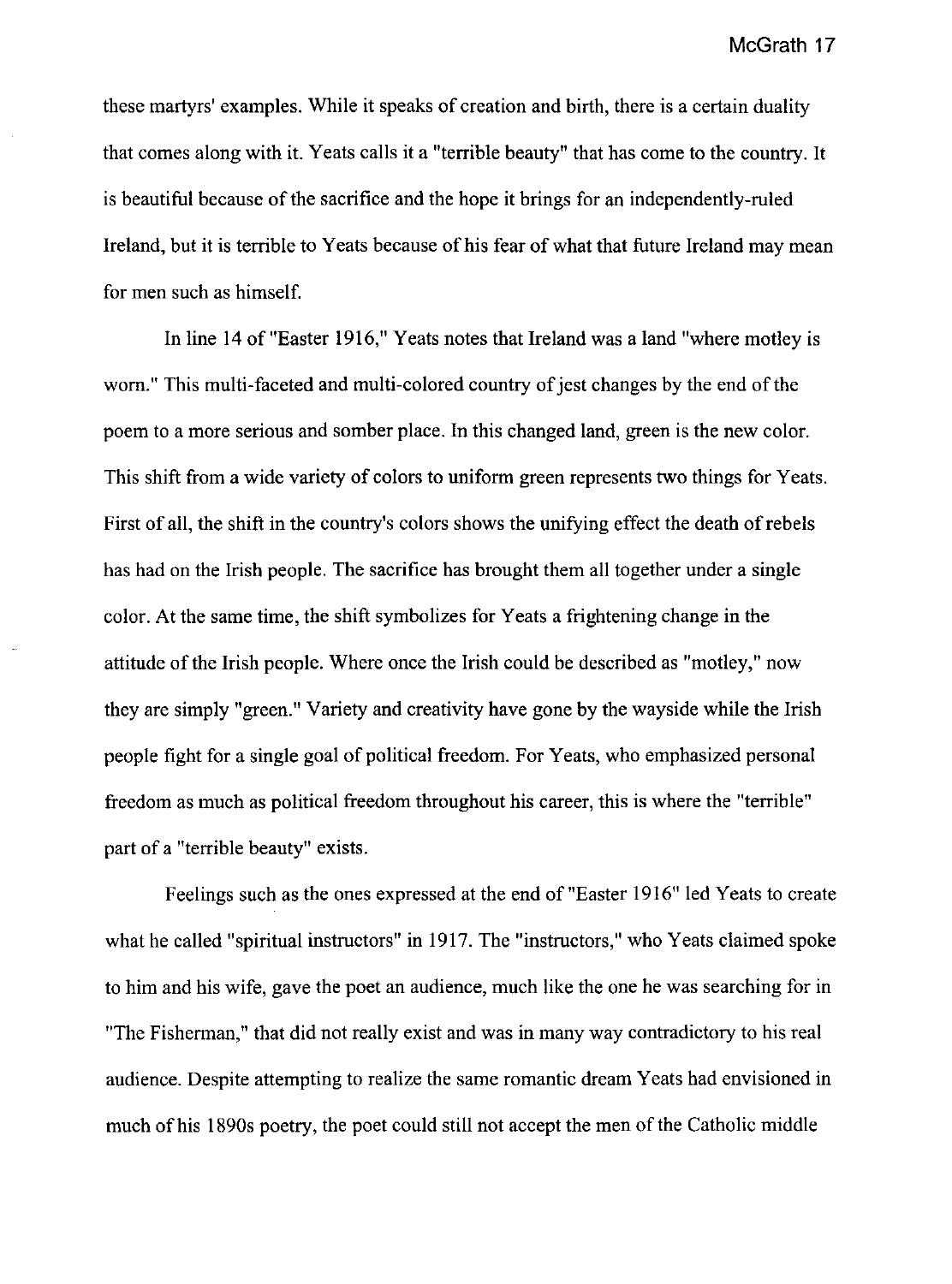these martyrs' examples. While it speaks of creation and birth, there is a certain duality that comes along with it. Yeats calls it a "terrible beauty" that has come to the country. It is beautiful because of the sacrifice and the hope it brings for an independently-ruled Ireland, but it is terrible to Yeats because of his fear of what that future Ireland may mean for men such as himself.

In line 14 of "Easter 1916," Yeats notes that Ireland was a land "where motley is worn." This multi-faceted and multi-colored country of jest changes by the end of the poem to a more serious and somber place. In this changed land, green is the new color. This shift from a wide variety of colors to uniform green represents two things for Yeats. First of all, the shift in the country's colors shows the unifying effect the death of rebels has had on the Irish people. The sacrifice has brought them all together under a single color. At the same time, the shift symbolizes for Yeats a frightening change in the attitude of the Irish people. Where once the Irish could be described as "motley," now they are simply "green." Variety and creativity have gone by the wayside while the Irish people fight for a single goal of political freedom. For Yeats, who emphasized personal freedom as much as political freedom throughout his career, this is where the "terrible" part of a "terrible beauty" exists.

Feelings such as the ones expressed at the end of "Easter 1916" led Yeats to create what he called "spiritual instructors" in 1917. The "instructors," who Yeats claimed spoke to him and his wife, gave the poet an audience, much like the one he was searching for in "The Fisherman," that did not really exist and was in many way contradictory to his real audience. Despite attempting to realize the same romantic dream Yeats had envisioned in much of his 1890s poetry, the poet could still not accept the men of the Catholic middle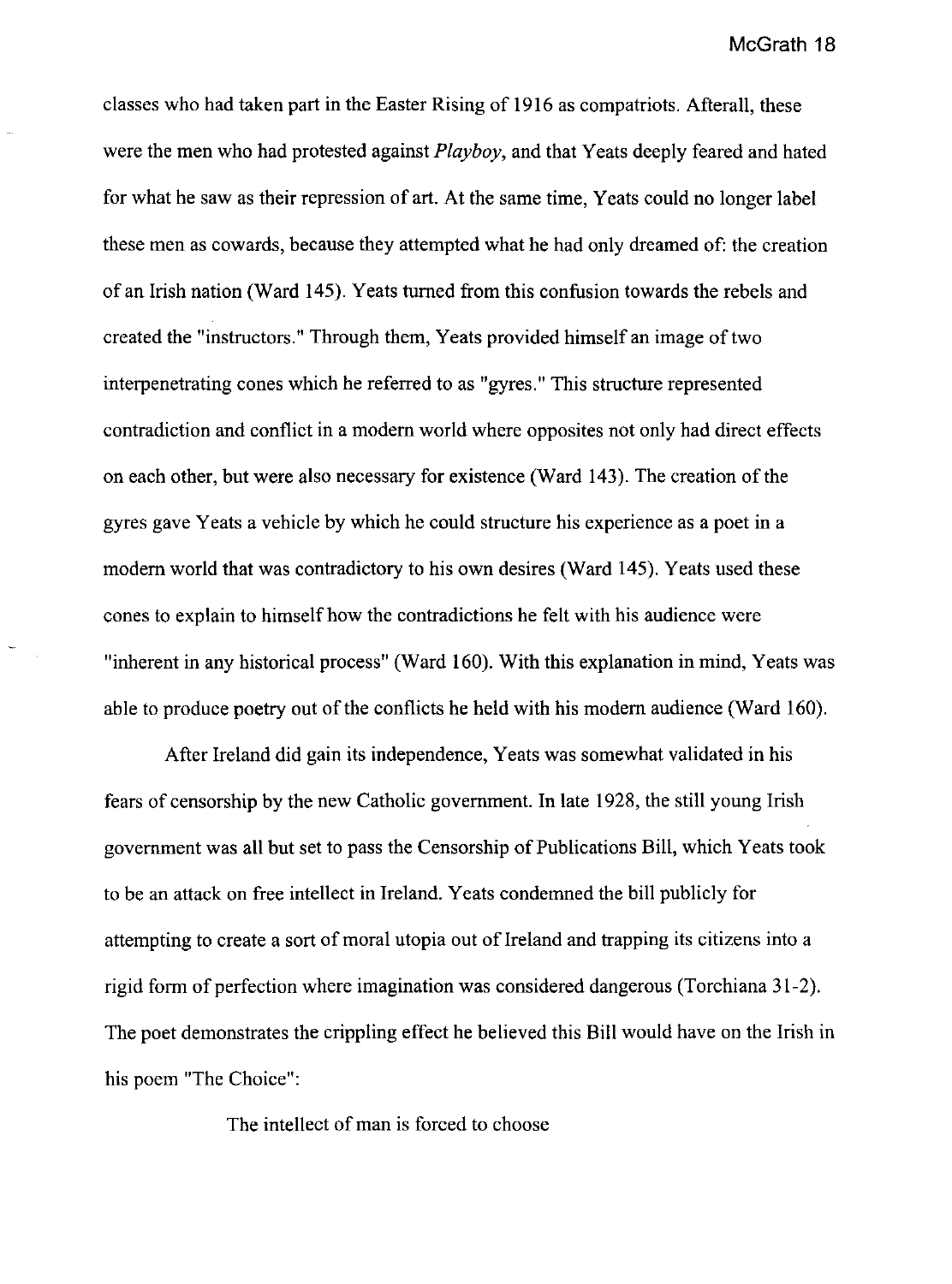classes who had taken part in the Easter Rising of 1916 as compatriots. Afterall, these were the men who had protested against *Playboy*, and that Yeats deeply feared and hated for what he saw as their repression of art. At the same time, Yeats could no longer label these men as cowards, because they attempted what he had only dreamed of: the creation of an Irish nation (Ward 145). Yeats turned from this confusion towards the rebels and created the "instructors." Through them, Yeats provided himself an image of two interpenetrating cones which he referred to as "gyres." This structure represented contradiction and conflict in a modern world where opposites not only had direct effects on each other, but were also necessary for existence (Ward 143). The creation of the gyres gave Yeats a vehicle by which he could structure his experience as a poet in a modern world that was contradictory to his own desires (Ward 145). Yeats used these cones to explain to himself how the contradictions he felt with his audience were "inherent in any historical process" (Ward 160). With this explanation in mind, Yeats was able to produce poetry out of the conflicts he held with his modern audience (Ward 160).

After Ireland did gain its independence, Yeats was somewhat validated in his fears of censorship by the new Catholic government. In late 1928, the still young Irish government was all but set to pass the Censorship of Publications Bill, which Yeats took to be an attack on free intellect in Ireland. Yeats condemned the bill publicly for attempting to create a sort of moral utopia out of Ireland and trapping its citizens into a rigid form of perfection where imagination was considered dangerous (Torchiana 31-2). The poet demonstrates the crippling effect he believed this Bill would have on the Irish in his poem "The Choice":

> The intellect of man is forced to choose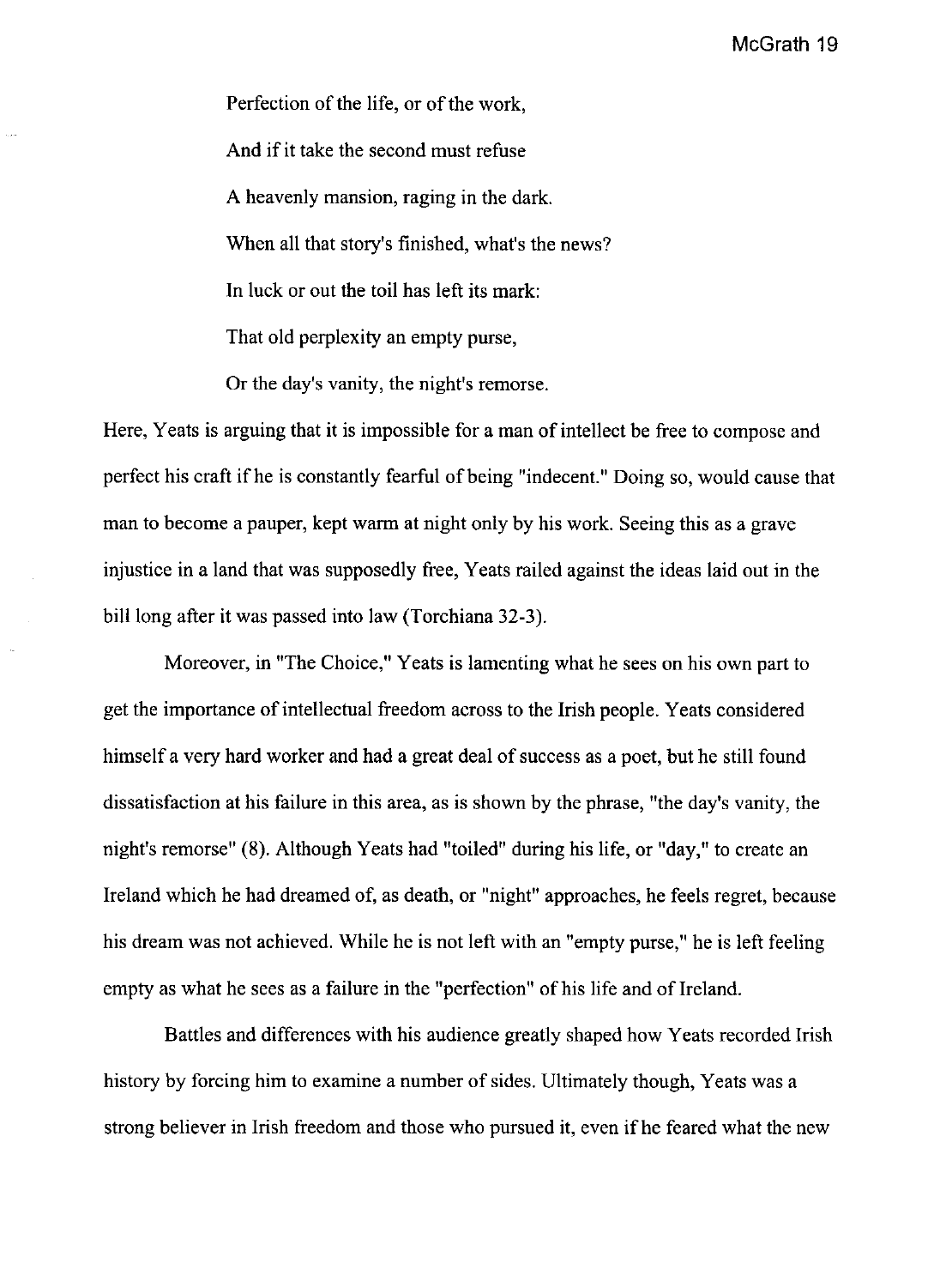> Perfection of the life, or of the work,
>
> And if it take the second must refuse
>
> A heavenly mansion, raging in the dark.
>
> When all that story's finished, what's the news?
>
> In luck or out the toil has left its mark:
>
> That old perplexity an empty purse,
>
> Or the day's vanity, the night's remorse.

Here, Yeats is arguing that it is impossible for a man of intellect be free to compose and perfect his craft if he is constantly fearful of being "indecent." Doing so, would cause that man to become a pauper, kept warm at night only by his work. Seeing this as a grave injustice in a land that was supposedly free, Yeats railed against the ideas laid out in the bill long after it was passed into law (Torchiana 32-3).

Moreover, in "The Choice," Yeats is lamenting what he sees on his own part to get the importance of intellectual freedom across to the Irish people. Yeats considered himself a very hard worker and had a great deal of success as a poet, but he still found dissatisfaction at his failure in this area, as is shown by the phrase, "the day's vanity, the night's remorse" (8). Although Yeats had "toiled" during his life, or "day," to create an Ireland which he had dreamed of, as death, or "night" approaches, he feels regret, because his dream was not achieved. While he is not left with an "empty purse," he is left feeling empty as what he sees as a failure in the "perfection" of his life and of Ireland.

Battles and differences with his audience greatly shaped how Yeats recorded Irish history by forcing him to examine a number of sides. Ultimately though, Yeats was a strong believer in Irish freedom and those who pursued it, even if he feared what the new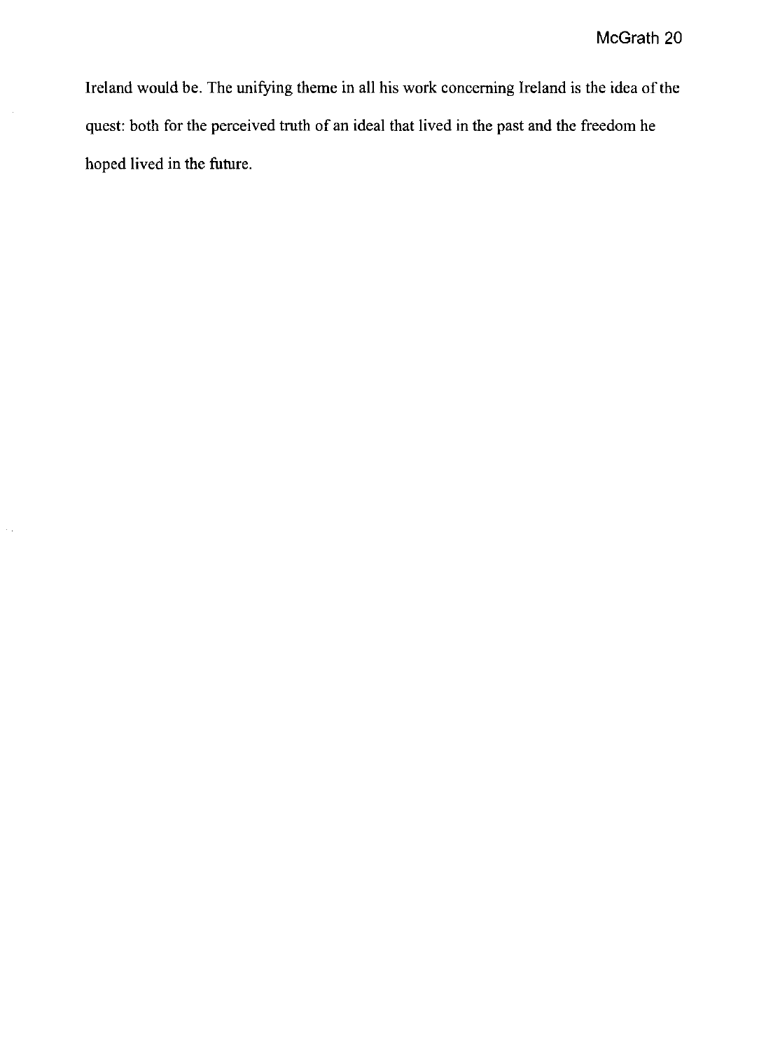Ireland would be. The unifying theme in all his work concerning Ireland is the idea of the quest: both for the perceived truth of an ideal that lived in the past and the freedom he hoped lived in the future.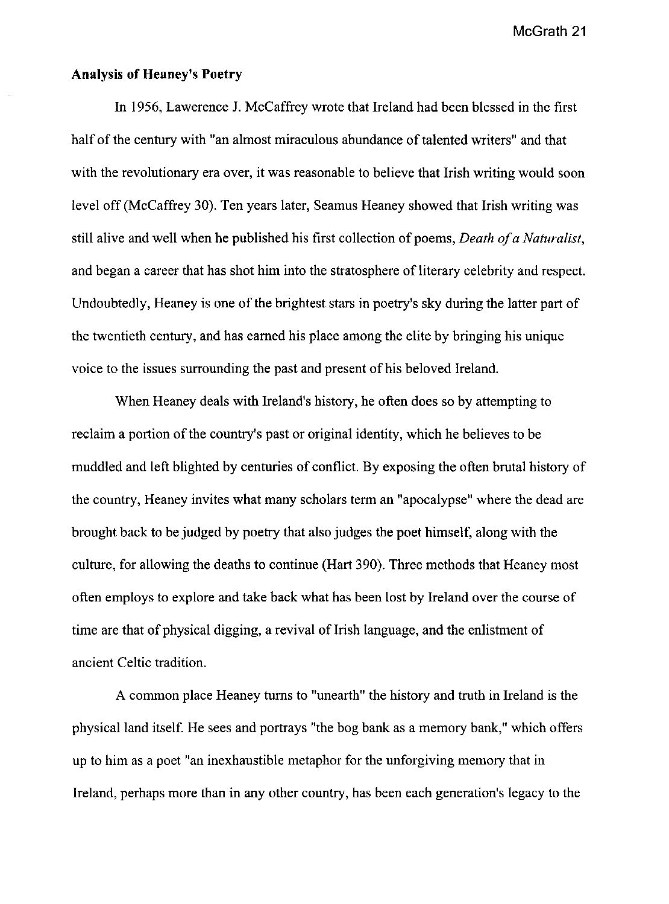**Analysis of Heaney's Poetry**

In 1956, Lawerence J. McCaffrey wrote that Ireland had been blessed in the first half of the century with "an almost miraculous abundance of talented writers" and that with the revolutionary era over, it was reasonable to believe that Irish writing would soon level off (McCaffrey 30). Ten years later, Seamus Heaney showed that Irish writing was still alive and well when he published his first collection of poems, *Death of a Naturalist*, and began a career that has shot him into the stratosphere of literary celebrity and respect. Undoubtedly, Heaney is one of the brightest stars in poetry's sky during the latter part of the twentieth century, and has earned his place among the elite by bringing his unique voice to the issues surrounding the past and present of his beloved Ireland.

When Heaney deals with Ireland's history, he often does so by attempting to reclaim a portion of the country's past or original identity, which he believes to be muddled and left blighted by centuries of conflict. By exposing the often brutal history of the country, Heaney invites what many scholars term an "apocalypse" where the dead are brought back to be judged by poetry that also judges the poet himself, along with the culture, for allowing the deaths to continue (Hart 390). Three methods that Heaney most often employs to explore and take back what has been lost by Ireland over the course of time are that of physical digging, a revival of Irish language, and the enlistment of ancient Celtic tradition.

A common place Heaney turns to "unearth" the history and truth in Ireland is the physical land itself. He sees and portrays "the bog bank as a memory bank," which offers up to him as a poet "an inexhaustible metaphor for the unforgiving memory that in Ireland, perhaps more than in any other country, has been each generation's legacy to the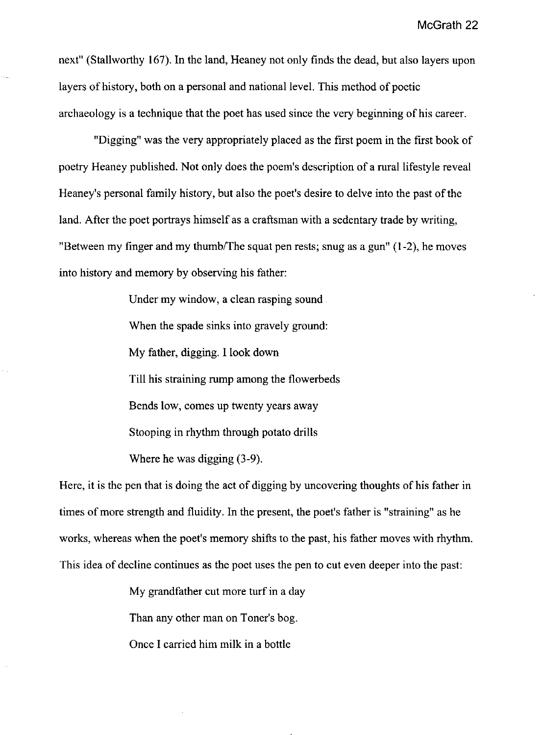next" (Stallworthy 167). In the land, Heaney not only finds the dead, but also layers upon layers of history, both on a personal and national level. This method of poetic archaeology is a technique that the poet has used since the very beginning of his career.

"Digging" was the very appropriately placed as the first poem in the first book of poetry Heaney published. Not only does the poem's description of a rural lifestyle reveal Heaney's personal family history, but also the poet's desire to delve into the past of the land. After the poet portrays himself as a craftsman with a sedentary trade by writing, "Between my finger and my thumb/The squat pen rests; snug as a gun" (1-2), he moves into history and memory by observing his father:

> Under my window, a clean rasping sound
>
> When the spade sinks into gravely ground:
>
> My father, digging. I look down
>
> Till his straining rump among the flowerbeds
>
> Bends low, comes up twenty years away
>
> Stooping in rhythm through potato drills
>
> Where he was digging (3-9).

Here, it is the pen that is doing the act of digging by uncovering thoughts of his father in times of more strength and fluidity. In the present, the poet's father is "straining" as he works, whereas when the poet's memory shifts to the past, his father moves with rhythm. This idea of decline continues as the poet uses the pen to cut even deeper into the past:

> My grandfather cut more turf in a day
>
> Than any other man on Toner's bog.
>
> Once I carried him milk in a bottle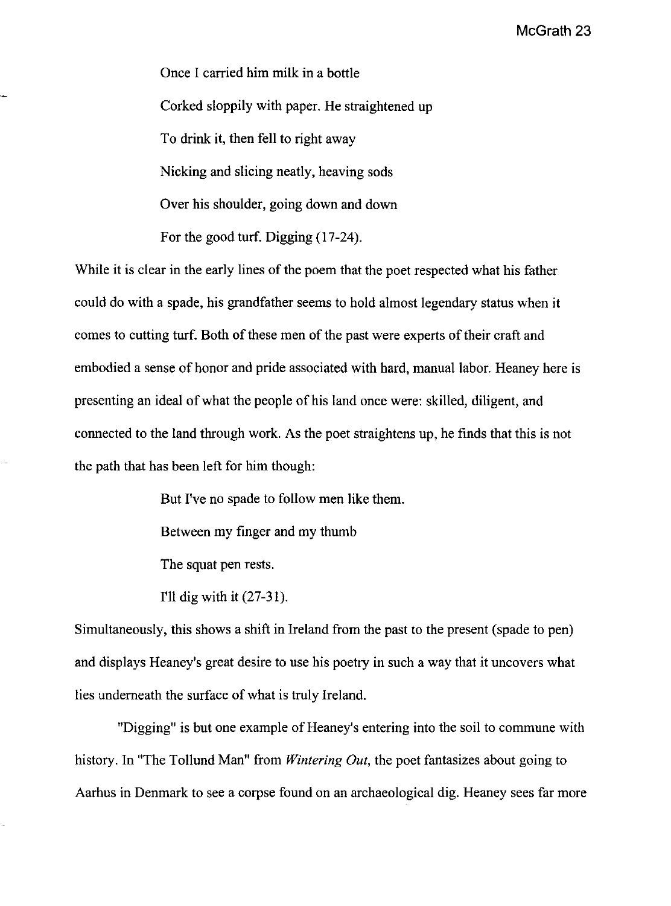> Once I carried him milk in a bottle
>
> Corked sloppily with paper. He straightened up
>
> To drink it, then fell to right away
>
> Nicking and slicing neatly, heaving sods
>
> Over his shoulder, going down and down
>
> For the good turf. Digging (17-24).

While it is clear in the early lines of the poem that the poet respected what his father could do with a spade, his grandfather seems to hold almost legendary status when it comes to cutting turf. Both of these men of the past were experts of their craft and embodied a sense of honor and pride associated with hard, manual labor. Heaney here is presenting an ideal of what the people of his land once were: skilled, diligent, and connected to the land through work. As the poet straightens up, he finds that this is not the path that has been left for him though:

> But I've no spade to follow men like them.
>
> Between my finger and my thumb
>
> The squat pen rests.
>
> I'll dig with it (27-31).

Simultaneously, this shows a shift in Ireland from the past to the present (spade to pen) and displays Heaney's great desire to use his poetry in such a way that it uncovers what lies underneath the surface of what is truly Ireland.

"Digging" is but one example of Heaney's entering into the soil to commune with history. In "The Tollund Man" from *Wintering Out*, the poet fantasizes about going to Aarhus in Denmark to see a corpse found on an archaeological dig. Heaney sees far more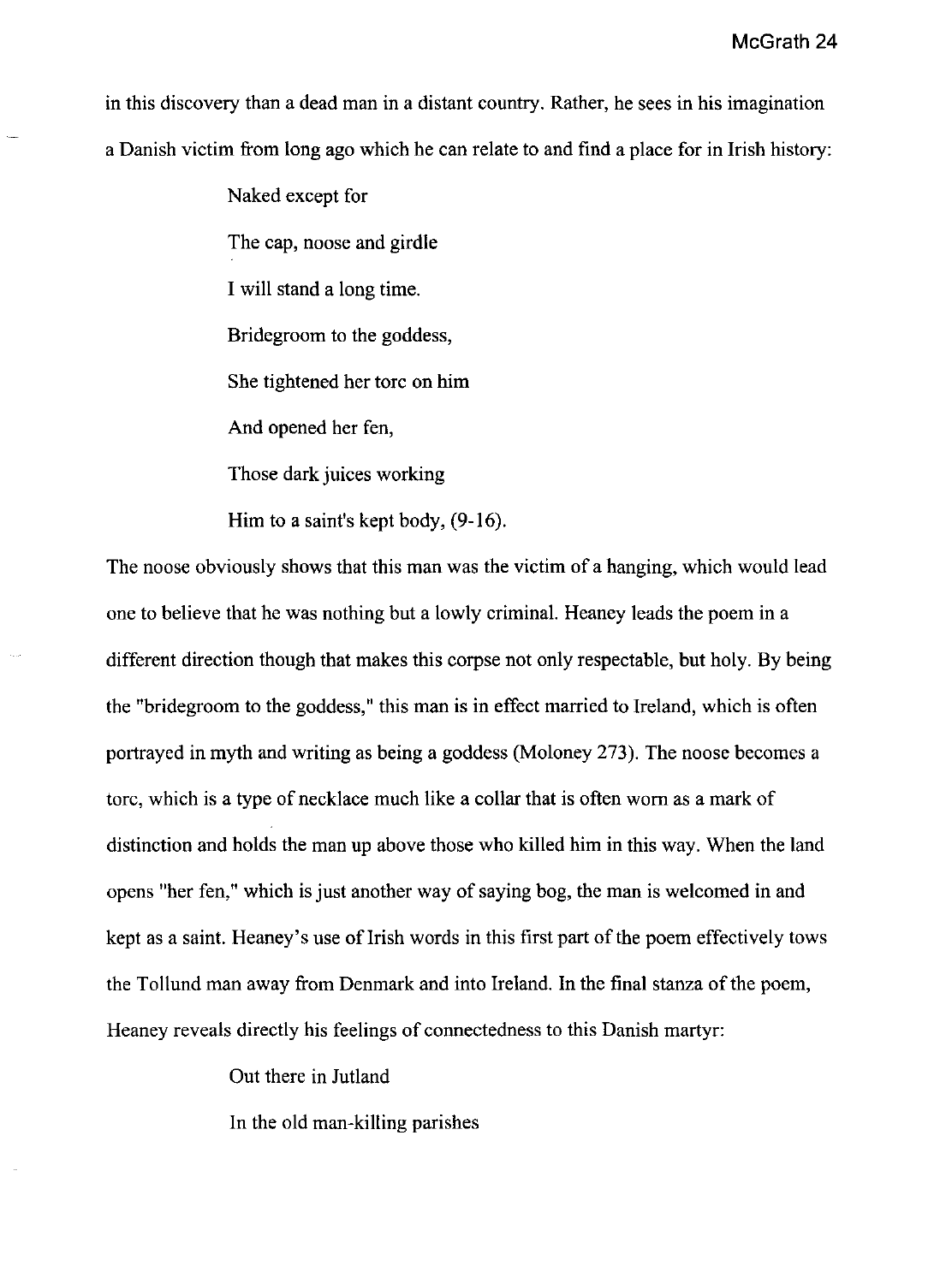in this discovery than a dead man in a distant country. Rather, he sees in his imagination a Danish victim from long ago which he can relate to and find a place for in Irish history:

> Naked except for
>
> The cap, noose and girdle
>
> I will stand a long time.
>
> Bridegroom to the goddess,
>
> She tightened her torc on him
>
> And opened her fen,
>
> Those dark juices working
>
> Him to a saint's kept body, (9-16).

The noose obviously shows that this man was the victim of a hanging, which would lead one to believe that he was nothing but a lowly criminal. Heaney leads the poem in a different direction though that makes this corpse not only respectable, but holy. By being the "bridegroom to the goddess," this man is in effect married to Ireland, which is often portrayed in myth and writing as being a goddess (Moloney 273). The noose becomes a torc, which is a type of necklace much like a collar that is often worn as a mark of distinction and holds the man up above those who killed him in this way. When the land opens "her fen," which is just another way of saying bog, the man is welcomed in and kept as a saint. Heaney's use of Irish words in this first part of the poem effectively tows the Tollund man away from Denmark and into Ireland. In the final stanza of the poem, Heaney reveals directly his feelings of connectedness to this Danish martyr:

> Out there in Jutland
>
> In the old man-killing parishes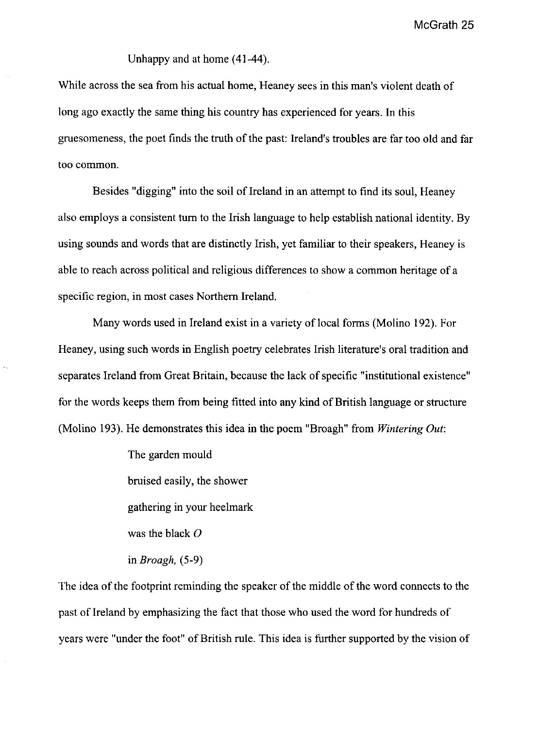Unhappy and at home (41-44).

While across the sea from his actual home, Heaney sees in this man's violent death of long ago exactly the same thing his country has experienced for years. In this gruesomeness, the poet finds the truth of the past: Ireland's troubles are far too old and far too common.

Besides "digging" into the soil of Ireland in an attempt to find its soul, Heaney also employs a consistent turn to the Irish language to help establish national identity. By using sounds and words that are distinctly Irish, yet familiar to their speakers, Heaney is able to reach across political and religious differences to show a common heritage of a specific region, in most cases Northern Ireland.

Many words used in Ireland exist in a variety of local forms (Molino 192). For Heaney, using such words in English poetry celebrates Irish literature's oral tradition and separates Ireland from Great Britain, because the lack of specific "institutional existence" for the words keeps them from being fitted into any kind of British language or structure (Molino 193). He demonstrates this idea in the poem "Broagh" from *Wintering Out*:

> The garden mould
>
> bruised easily, the shower
>
> gathering in your heelmark
>
> was the black *O*
>
> in *Broagh*, (5-9)

The idea of the footprint reminding the speaker of the middle of the word connects to the past of Ireland by emphasizing the fact that those who used the word for hundreds of years were "under the foot" of British rule. This idea is further supported by the vision of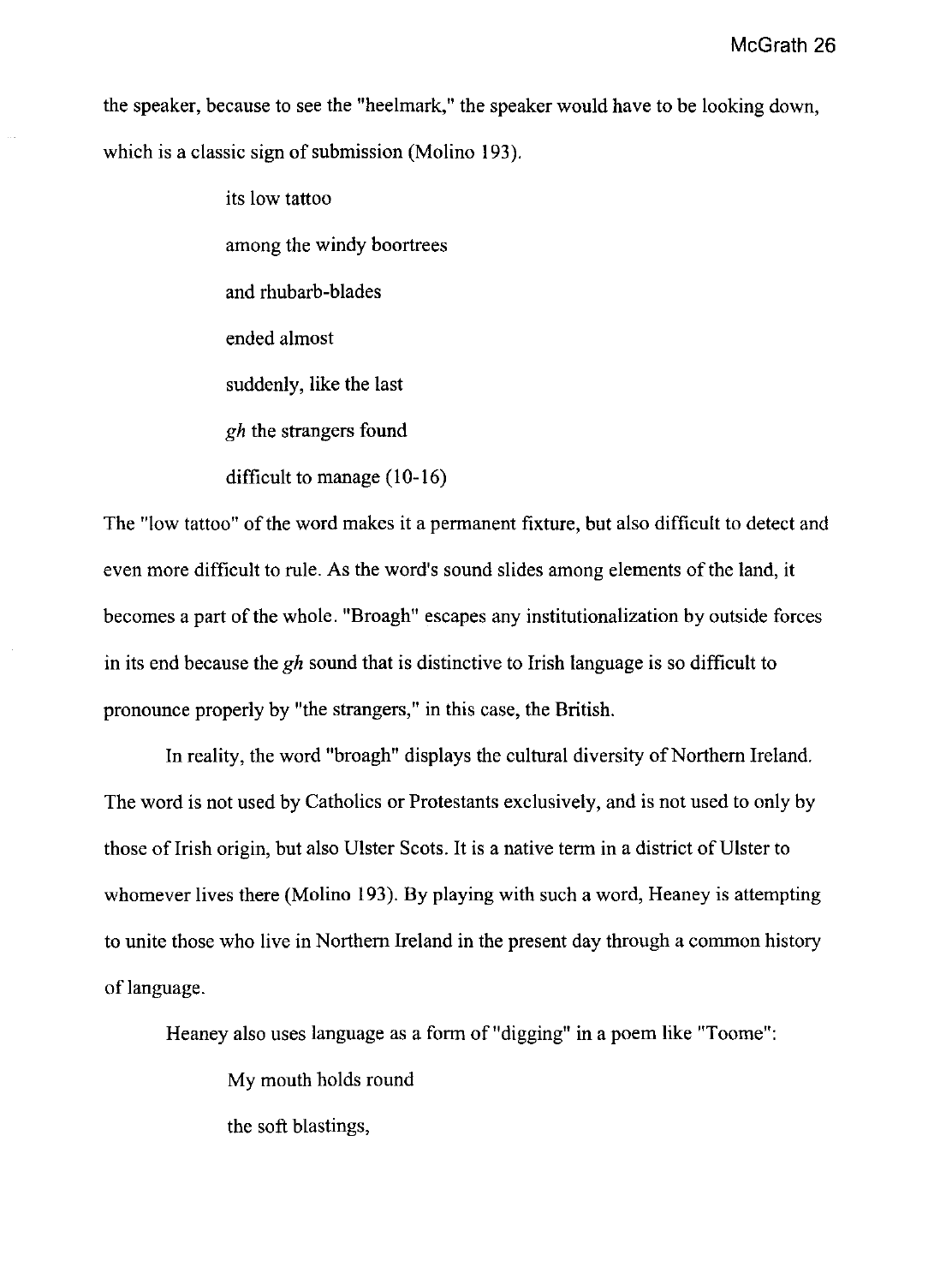the speaker, because to see the "heelmark," the speaker would have to be looking down, which is a classic sign of submission (Molino 193).

> its low tattoo
>
> among the windy boortrees
>
> and rhubarb-blades
>
> ended almost
>
> suddenly, like the last
>
> *gh* the strangers found
>
> difficult to manage (10-16)

The "low tattoo" of the word makes it a permanent fixture, but also difficult to detect and even more difficult to rule. As the word's sound slides among elements of the land, it becomes a part of the whole. "Broagh" escapes any institutionalization by outside forces in its end because the *gh* sound that is distinctive to Irish language is so difficult to pronounce properly by "the strangers," in this case, the British.

In reality, the word "broagh" displays the cultural diversity of Northern Ireland. The word is not used by Catholics or Protestants exclusively, and is not used to only by those of Irish origin, but also Ulster Scots. It is a native term in a district of Ulster to whomever lives there (Molino 193). By playing with such a word, Heaney is attempting to unite those who live in Northern Ireland in the present day through a common history of language.

Heaney also uses language as a form of "digging" in a poem like "Toome":

> My mouth holds round
>
> the soft blastings,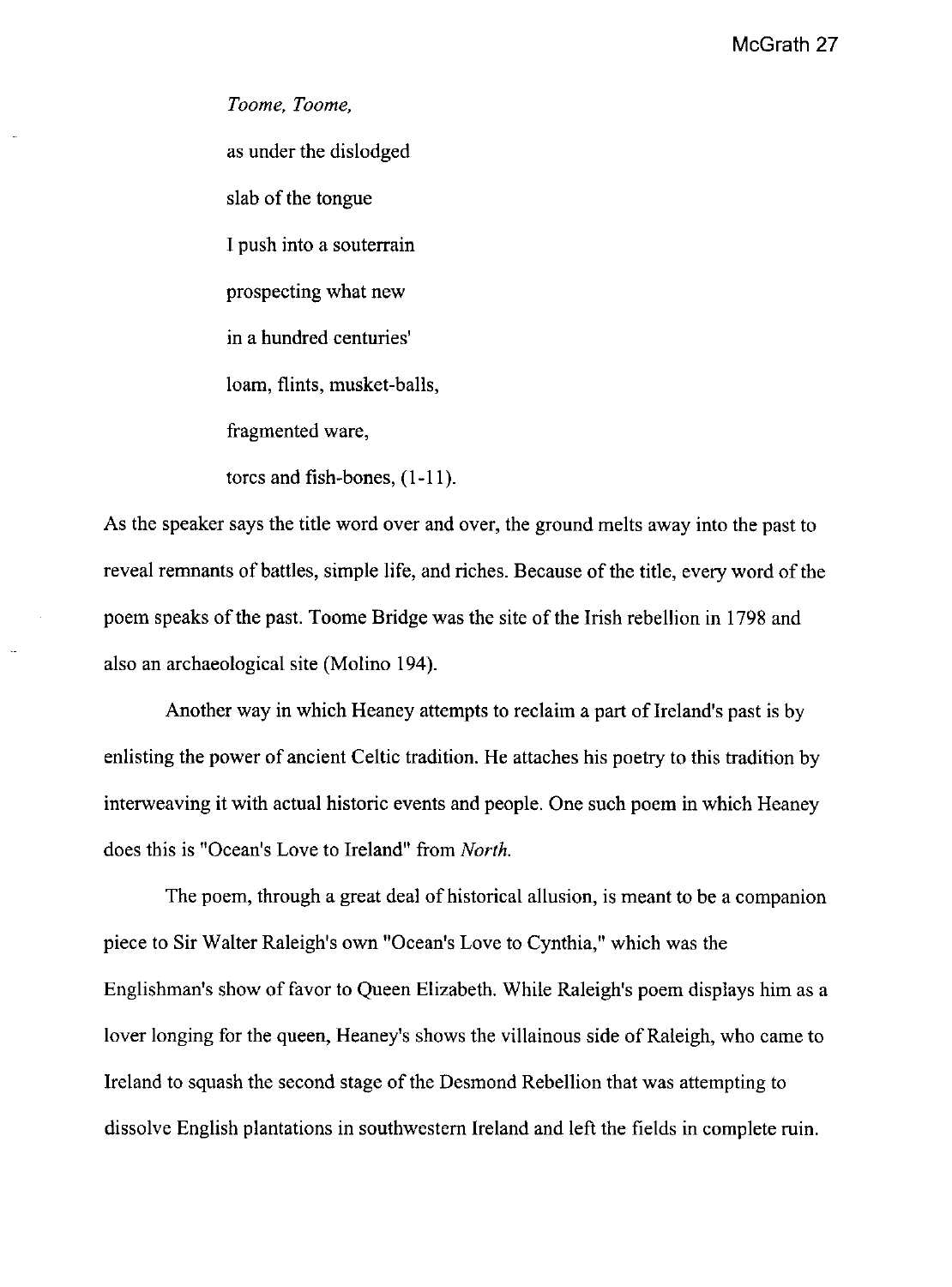*Toome, Toome,*

as under the dislodged

slab of the tongue

I push into a souterrain

prospecting what new

in a hundred centuries'

loam, flints, musket-balls,

fragmented ware,

torcs and fish-bones, (1-11).

As the speaker says the title word over and over, the ground melts away into the past to reveal remnants of battles, simple life, and riches. Because of the title, every word of the poem speaks of the past. Toome Bridge was the site of the Irish rebellion in 1798 and also an archaeological site (Molino 194).

Another way in which Heaney attempts to reclaim a part of Ireland's past is by enlisting the power of ancient Celtic tradition. He attaches his poetry to this tradition by interweaving it with actual historic events and people. One such poem in which Heaney does this is "Ocean's Love to Ireland" from *North.*

The poem, through a great deal of historical allusion, is meant to be a companion piece to Sir Walter Raleigh's own "Ocean's Love to Cynthia," which was the Englishman's show of favor to Queen Elizabeth. While Raleigh's poem displays him as a lover longing for the queen, Heaney's shows the villainous side of Raleigh, who came to Ireland to squash the second stage of the Desmond Rebellion that was attempting to dissolve English plantations in southwestern Ireland and left the fields in complete ruin.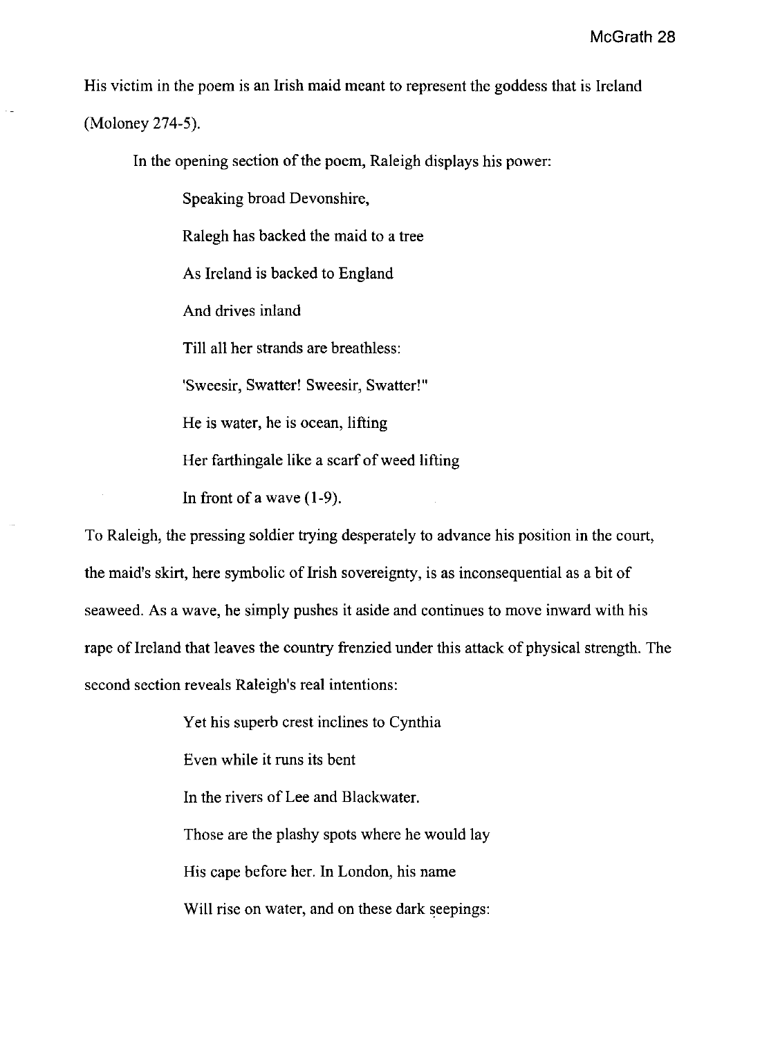His victim in the poem is an Irish maid meant to represent the goddess that is Ireland (Moloney 274-5).

In the opening section of the poem, Raleigh displays his power:

> Speaking broad Devonshire,
>
> Ralegh has backed the maid to a tree
>
> As Ireland is backed to England
>
> And drives inland
>
> Till all her strands are breathless:
>
> 'Sweesir, Swatter! Sweesir, Swatter!"
>
> He is water, he is ocean, lifting
>
> Her farthingale like a scarf of weed lifting
>
> In front of a wave (1-9).

To Raleigh, the pressing soldier trying desperately to advance his position in the court, the maid's skirt, here symbolic of Irish sovereignty, is as inconsequential as a bit of seaweed. As a wave, he simply pushes it aside and continues to move inward with his rape of Ireland that leaves the country frenzied under this attack of physical strength. The second section reveals Raleigh's real intentions:

> Yet his superb crest inclines to Cynthia
>
> Even while it runs its bent
>
> In the rivers of Lee and Blackwater.
>
> Those are the plashy spots where he would lay
>
> His cape before her. In London, his name
>
> Will rise on water, and on these dark seepings: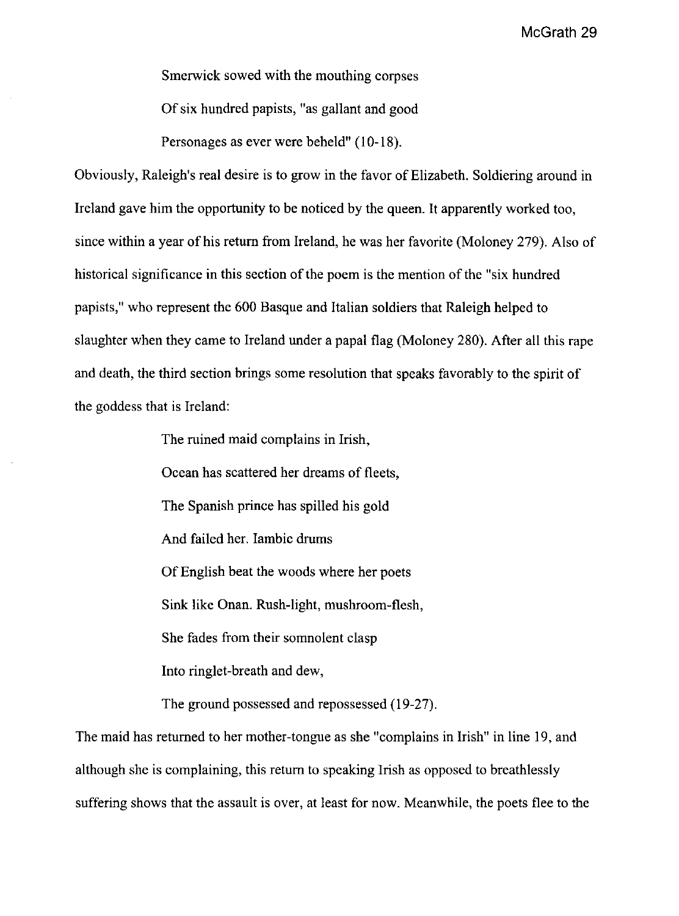> Smerwick sowed with the mouthing corpses
>
> Of six hundred papists, "as gallant and good
>
> Personages as ever were beheld" (10-18).

Obviously, Raleigh's real desire is to grow in the favor of Elizabeth. Soldiering around in Ireland gave him the opportunity to be noticed by the queen. It apparently worked too, since within a year of his return from Ireland, he was her favorite (Moloney 279). Also of historical significance in this section of the poem is the mention of the "six hundred papists," who represent the 600 Basque and Italian soldiers that Raleigh helped to slaughter when they came to Ireland under a papal flag (Moloney 280). After all this rape and death, the third section brings some resolution that speaks favorably to the spirit of the goddess that is Ireland:

> The ruined maid complains in Irish,
>
> Ocean has scattered her dreams of fleets,
>
> The Spanish prince has spilled his gold
>
> And failed her. Iambic drums
>
> Of English beat the woods where her poets
>
> Sink like Onan. Rush-light, mushroom-flesh,
>
> She fades from their somnolent clasp
>
> Into ringlet-breath and dew,
>
> The ground possessed and repossessed (19-27).

The maid has returned to her mother-tongue as she "complains in Irish" in line 19, and although she is complaining, this return to speaking Irish as opposed to breathlessly suffering shows that the assault is over, at least for now. Meanwhile, the poets flee to the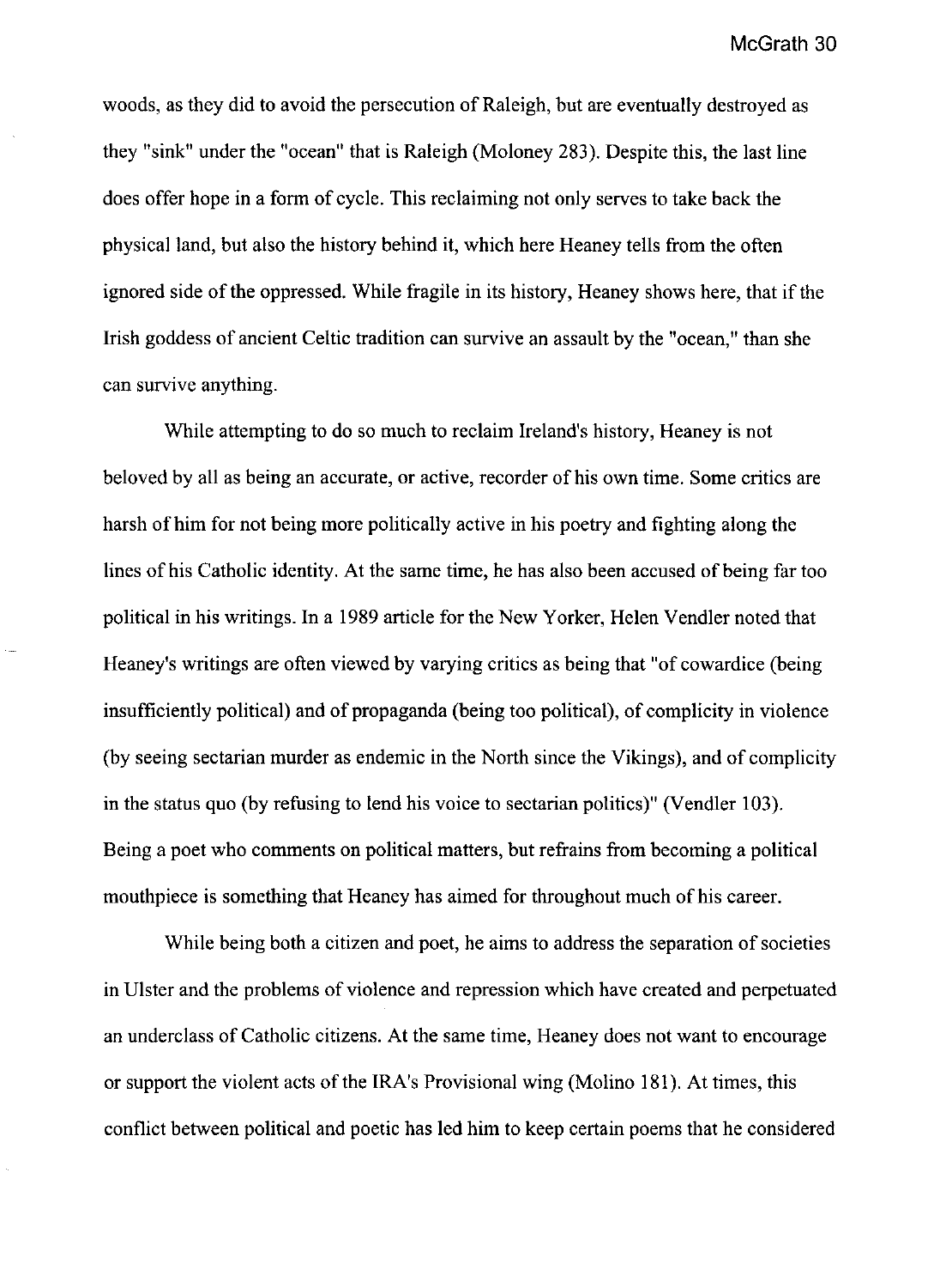woods, as they did to avoid the persecution of Raleigh, but are eventually destroyed as they "sink" under the "ocean" that is Raleigh (Moloney 283). Despite this, the last line does offer hope in a form of cycle. This reclaiming not only serves to take back the physical land, but also the history behind it, which here Heaney tells from the often ignored side of the oppressed. While fragile in its history, Heaney shows here, that if the Irish goddess of ancient Celtic tradition can survive an assault by the "ocean," than she can survive anything.

While attempting to do so much to reclaim Ireland's history, Heaney is not beloved by all as being an accurate, or active, recorder of his own time. Some critics are harsh of him for not being more politically active in his poetry and fighting along the lines of his Catholic identity. At the same time, he has also been accused of being far too political in his writings. In a 1989 article for the New Yorker, Helen Vendler noted that Heaney's writings are often viewed by varying critics as being that "of cowardice (being insufficiently political) and of propaganda (being too political), of complicity in violence (by seeing sectarian murder as endemic in the North since the Vikings), and of complicity in the status quo (by refusing to lend his voice to sectarian politics)" (Vendler 103). Being a poet who comments on political matters, but refrains from becoming a political mouthpiece is something that Heaney has aimed for throughout much of his career.

While being both a citizen and poet, he aims to address the separation of societies in Ulster and the problems of violence and repression which have created and perpetuated an underclass of Catholic citizens. At the same time, Heaney does not want to encourage or support the violent acts of the IRA's Provisional wing (Molino 181). At times, this conflict between political and poetic has led him to keep certain poems that he considered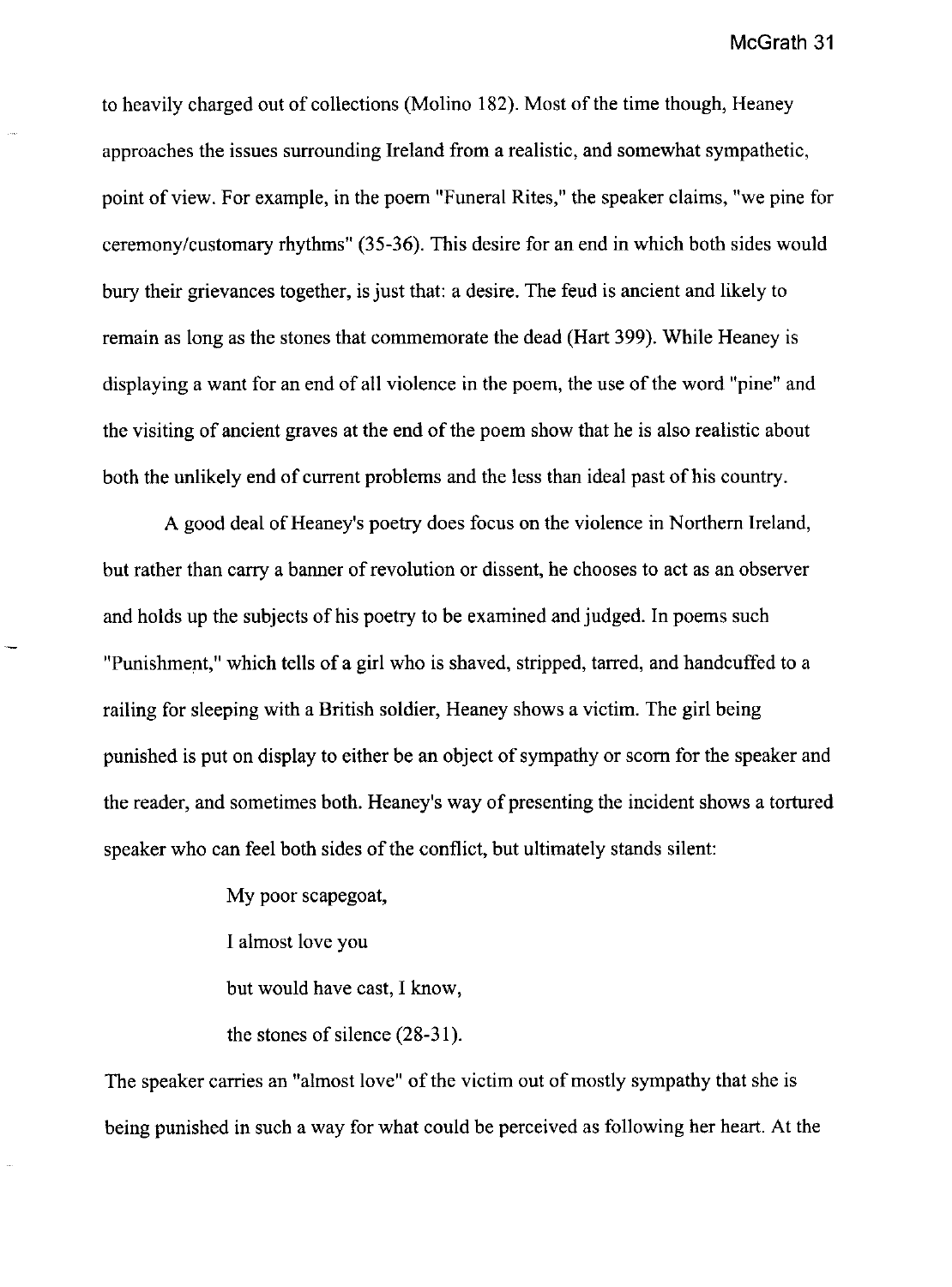to heavily charged out of collections (Molino 182). Most of the time though, Heaney approaches the issues surrounding Ireland from a realistic, and somewhat sympathetic, point of view. For example, in the poem "Funeral Rites," the speaker claims, "we pine for ceremony/customary rhythms" (35-36). This desire for an end in which both sides would bury their grievances together, is just that: a desire. The feud is ancient and likely to remain as long as the stones that commemorate the dead (Hart 399). While Heaney is displaying a want for an end of all violence in the poem, the use of the word "pine" and the visiting of ancient graves at the end of the poem show that he is also realistic about both the unlikely end of current problems and the less than ideal past of his country.

A good deal of Heaney's poetry does focus on the violence in Northern Ireland, but rather than carry a banner of revolution or dissent, he chooses to act as an observer and holds up the subjects of his poetry to be examined and judged. In poems such "Punishment," which tells of a girl who is shaved, stripped, tarred, and handcuffed to a railing for sleeping with a British soldier, Heaney shows a victim. The girl being punished is put on display to either be an object of sympathy or scorn for the speaker and the reader, and sometimes both. Heaney's way of presenting the incident shows a tortured speaker who can feel both sides of the conflict, but ultimately stands silent:

> My poor scapegoat,
>
> I almost love you
>
> but would have cast, I know,
>
> the stones of silence (28-31).

The speaker carries an "almost love" of the victim out of mostly sympathy that she is being punished in such a way for what could be perceived as following her heart. At the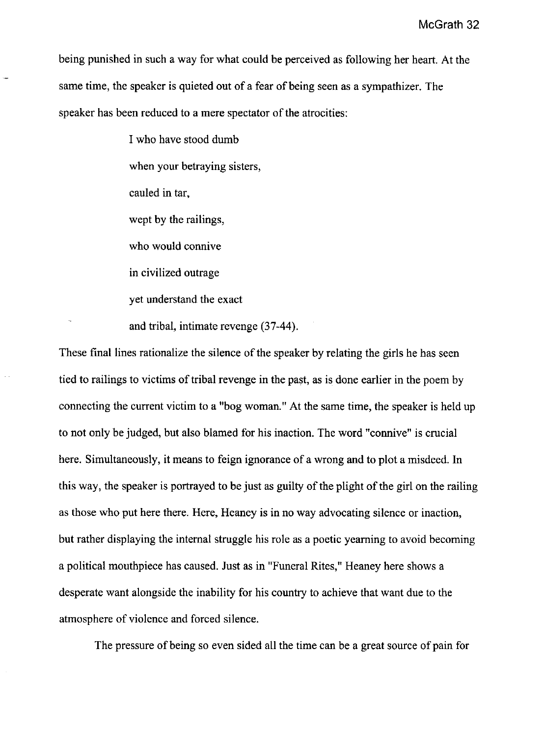being punished in such a way for what could be perceived as following her heart. At the same time, the speaker is quieted out of a fear of being seen as a sympathizer. The speaker has been reduced to a mere spectator of the atrocities:

> I who have stood dumb
> when your betraying sisters,
> cauled in tar,
> wept by the railings,
> who would connive
> in civilized outrage
> yet understand the exact
> and tribal, intimate revenge (37-44).

These final lines rationalize the silence of the speaker by relating the girls he has seen tied to railings to victims of tribal revenge in the past, as is done earlier in the poem by connecting the current victim to a "bog woman." At the same time, the speaker is held up to not only be judged, but also blamed for his inaction. The word "connive" is crucial here. Simultaneously, it means to feign ignorance of a wrong and to plot a misdeed. In this way, the speaker is portrayed to be just as guilty of the plight of the girl on the railing as those who put here there. Here, Heaney is in no way advocating silence or inaction, but rather displaying the internal struggle his role as a poetic yearning to avoid becoming a political mouthpiece has caused. Just as in "Funeral Rites," Heaney here shows a desperate want alongside the inability for his country to achieve that want due to the atmosphere of violence and forced silence.

The pressure of being so even sided all the time can be a great source of pain for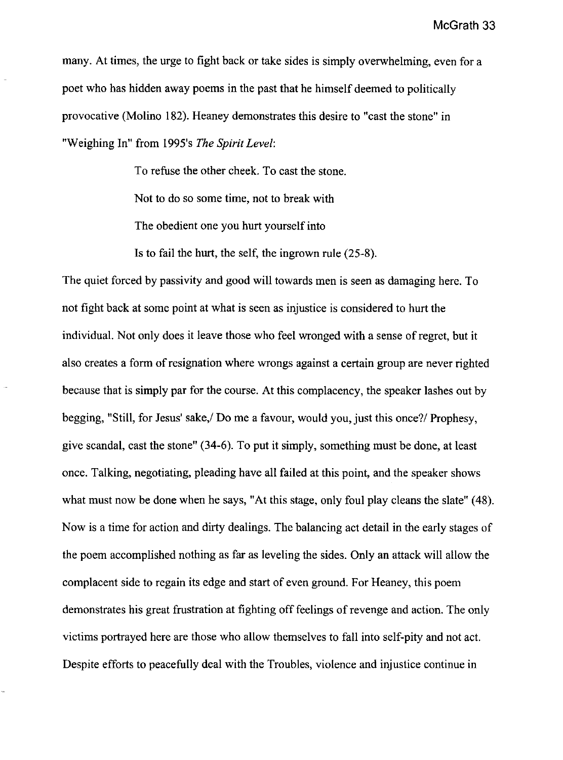many. At times, the urge to fight back or take sides is simply overwhelming, even for a poet who has hidden away poems in the past that he himself deemed to politically provocative (Molino 182). Heaney demonstrates this desire to "cast the stone" in "Weighing In" from 1995's *The Spirit Level*:

> To refuse the other cheek. To cast the stone.
>
> Not to do so some time, not to break with
>
> The obedient one you hurt yourself into
>
> Is to fail the hurt, the self, the ingrown rule (25-8).

The quiet forced by passivity and good will towards men is seen as damaging here. To not fight back at some point at what is seen as injustice is considered to hurt the individual. Not only does it leave those who feel wronged with a sense of regret, but it also creates a form of resignation where wrongs against a certain group are never righted because that is simply par for the course. At this complacency, the speaker lashes out by begging, "Still, for Jesus' sake,/ Do me a favour, would you, just this once?/ Prophesy, give scandal, cast the stone" (34-6). To put it simply, something must be done, at least once. Talking, negotiating, pleading have all failed at this point, and the speaker shows what must now be done when he says, "At this stage, only foul play cleans the slate" (48). Now is a time for action and dirty dealings. The balancing act detail in the early stages of the poem accomplished nothing as far as leveling the sides. Only an attack will allow the complacent side to regain its edge and start of even ground. For Heaney, this poem demonstrates his great frustration at fighting off feelings of revenge and action. The only victims portrayed here are those who allow themselves to fall into self-pity and not act. Despite efforts to peacefully deal with the Troubles, violence and injustice continue in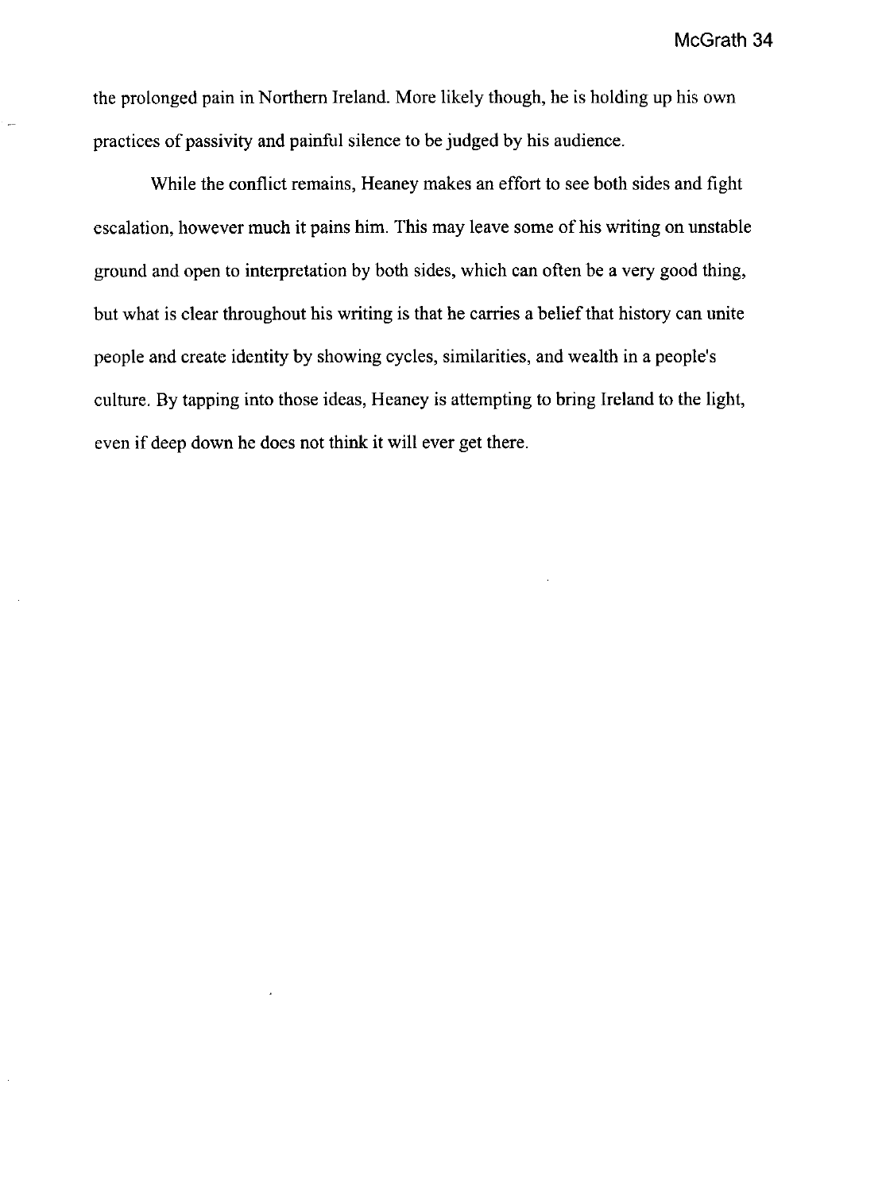the prolonged pain in Northern Ireland. More likely though, he is holding up his own practices of passivity and painful silence to be judged by his audience.

While the conflict remains, Heaney makes an effort to see both sides and fight escalation, however much it pains him. This may leave some of his writing on unstable ground and open to interpretation by both sides, which can often be a very good thing, but what is clear throughout his writing is that he carries a belief that history can unite people and create identity by showing cycles, similarities, and wealth in a people's culture. By tapping into those ideas, Heaney is attempting to bring Ireland to the light, even if deep down he does not think it will ever get there.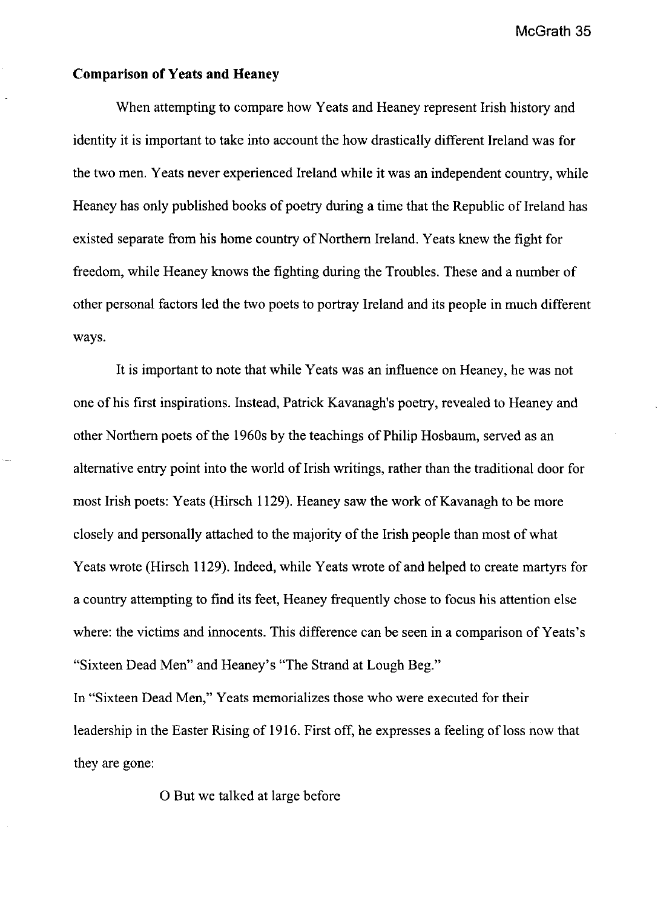**Comparison of Yeats and Heaney**

When attempting to compare how Yeats and Heaney represent Irish history and identity it is important to take into account the how drastically different Ireland was for the two men. Yeats never experienced Ireland while it was an independent country, while Heaney has only published books of poetry during a time that the Republic of Ireland has existed separate from his home country of Northern Ireland. Yeats knew the fight for freedom, while Heaney knows the fighting during the Troubles. These and a number of other personal factors led the two poets to portray Ireland and its people in much different ways.

It is important to note that while Yeats was an influence on Heaney, he was not one of his first inspirations. Instead, Patrick Kavanagh's poetry, revealed to Heaney and other Northern poets of the 1960s by the teachings of Philip Hosbaum, served as an alternative entry point into the world of Irish writings, rather than the traditional door for most Irish poets: Yeats (Hirsch 1129). Heaney saw the work of Kavanagh to be more closely and personally attached to the majority of the Irish people than most of what Yeats wrote (Hirsch 1129). Indeed, while Yeats wrote of and helped to create martyrs for a country attempting to find its feet, Heaney frequently chose to focus his attention else where: the victims and innocents. This difference can be seen in a comparison of Yeats's "Sixteen Dead Men" and Heaney's "The Strand at Lough Beg."

In "Sixteen Dead Men," Yeats memorializes those who were executed for their leadership in the Easter Rising of 1916. First off, he expresses a feeling of loss now that they are gone:

> O But we talked at large before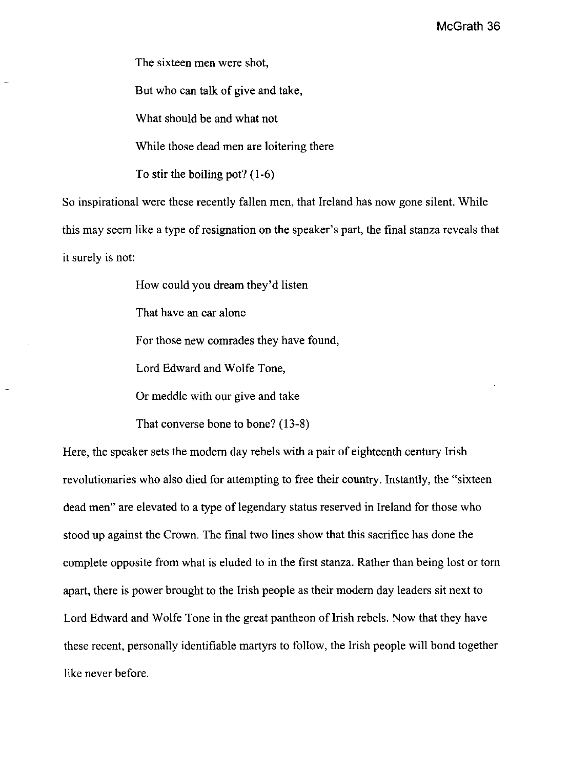> The sixteen men were shot,
>
> But who can talk of give and take,
>
> What should be and what not
>
> While those dead men are loitering there
>
> To stir the boiling pot? (1-6)

So inspirational were these recently fallen men, that Ireland has now gone silent. While this may seem like a type of resignation on the speaker's part, the final stanza reveals that it surely is not:

> How could you dream they'd listen
>
> That have an ear alone
>
> For those new comrades they have found,
>
> Lord Edward and Wolfe Tone,
>
> Or meddle with our give and take
>
> That converse bone to bone? (13-8)

Here, the speaker sets the modern day rebels with a pair of eighteenth century Irish revolutionaries who also died for attempting to free their country. Instantly, the "sixteen dead men" are elevated to a type of legendary status reserved in Ireland for those who stood up against the Crown. The final two lines show that this sacrifice has done the complete opposite from what is eluded to in the first stanza. Rather than being lost or torn apart, there is power brought to the Irish people as their modern day leaders sit next to Lord Edward and Wolfe Tone in the great pantheon of Irish rebels. Now that they have these recent, personally identifiable martyrs to follow, the Irish people will bond together like never before.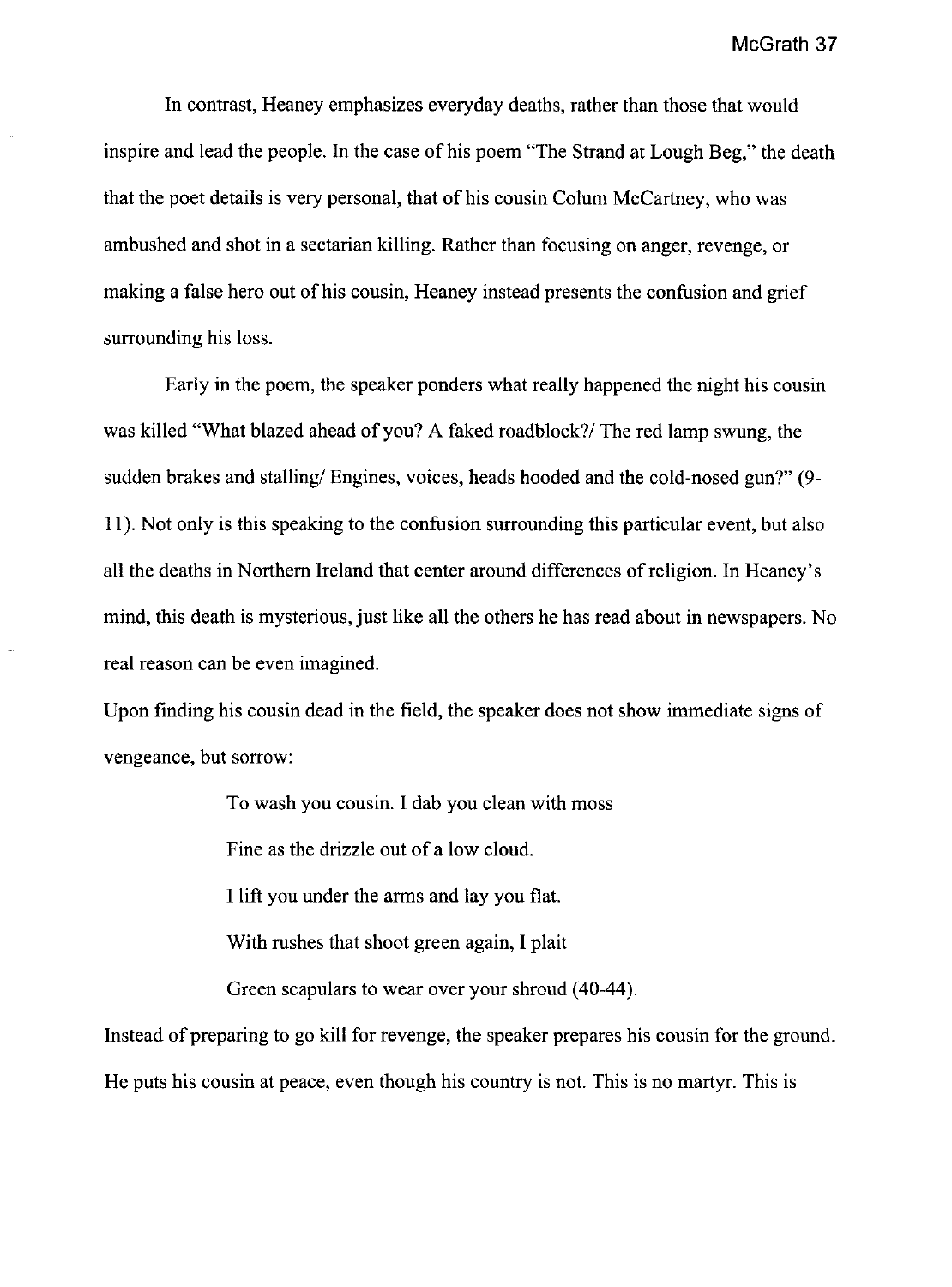In contrast, Heaney emphasizes everyday deaths, rather than those that would inspire and lead the people. In the case of his poem "The Strand at Lough Beg," the death that the poet details is very personal, that of his cousin Colum McCartney, who was ambushed and shot in a sectarian killing. Rather than focusing on anger, revenge, or making a false hero out of his cousin, Heaney instead presents the confusion and grief surrounding his loss.

Early in the poem, the speaker ponders what really happened the night his cousin was killed "What blazed ahead of you? A faked roadblock?/ The red lamp swung, the sudden brakes and stalling/ Engines, voices, heads hooded and the cold-nosed gun?" (9-11). Not only is this speaking to the confusion surrounding this particular event, but also all the deaths in Northern Ireland that center around differences of religion. In Heaney's mind, this death is mysterious, just like all the others he has read about in newspapers. No real reason can be even imagined.

Upon finding his cousin dead in the field, the speaker does not show immediate signs of vengeance, but sorrow:

> To wash you cousin. I dab you clean with moss
>
> Fine as the drizzle out of a low cloud.
>
> I lift you under the arms and lay you flat.
>
> With rushes that shoot green again, I plait
>
> Green scapulars to wear over your shroud (40-44).

Instead of preparing to go kill for revenge, the speaker prepares his cousin for the ground. He puts his cousin at peace, even though his country is not. This is no martyr. This is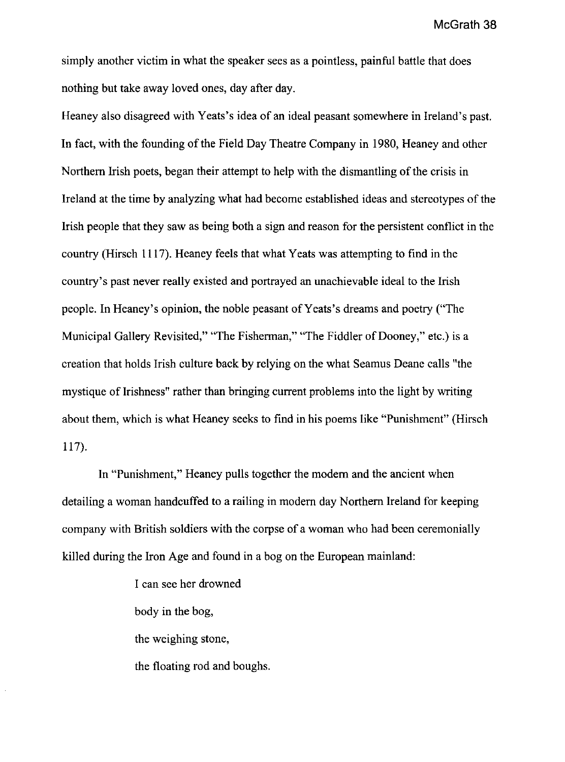simply another victim in what the speaker sees as a pointless, painful battle that does nothing but take away loved ones, day after day.

Heaney also disagreed with Yeats's idea of an ideal peasant somewhere in Ireland's past. In fact, with the founding of the Field Day Theatre Company in 1980, Heaney and other Northern Irish poets, began their attempt to help with the dismantling of the crisis in Ireland at the time by analyzing what had become established ideas and stereotypes of the Irish people that they saw as being both a sign and reason for the persistent conflict in the country (Hirsch 1117). Heaney feels that what Yeats was attempting to find in the country's past never really existed and portrayed an unachievable ideal to the Irish people. In Heaney's opinion, the noble peasant of Yeats's dreams and poetry ("The Municipal Gallery Revisited," "The Fisherman," "The Fiddler of Dooney," etc.) is a creation that holds Irish culture back by relying on the what Seamus Deane calls "the mystique of Irishness" rather than bringing current problems into the light by writing about them, which is what Heaney seeks to find in his poems like "Punishment" (Hirsch 117).

In "Punishment," Heaney pulls together the modern and the ancient when detailing a woman handcuffed to a railing in modern day Northern Ireland for keeping company with British soldiers with the corpse of a woman who had been ceremonially killed during the Iron Age and found in a bog on the European mainland:

> I can see her drowned
>
> body in the bog,
>
> the weighing stone,
>
> the floating rod and boughs.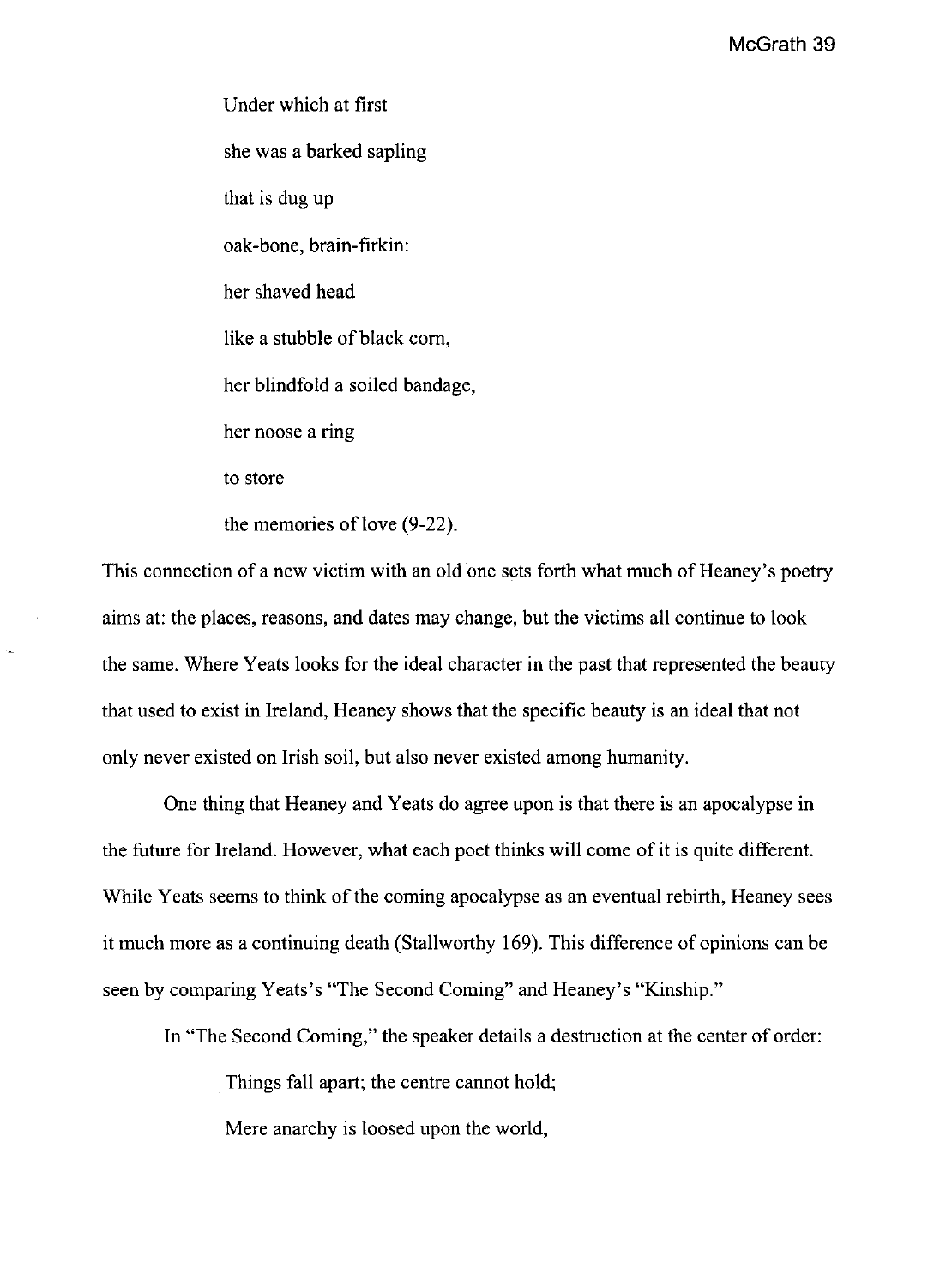> Under which at first
>
> she was a barked sapling
>
> that is dug up
>
> oak-bone, brain-firkin:
>
> her shaved head
>
> like a stubble of black corn,
>
> her blindfold a soiled bandage,
>
> her noose a ring
>
> to store
>
> the memories of love (9-22).

This connection of a new victim with an old one sets forth what much of Heaney's poetry aims at: the places, reasons, and dates may change, but the victims all continue to look the same. Where Yeats looks for the ideal character in the past that represented the beauty that used to exist in Ireland, Heaney shows that the specific beauty is an ideal that not only never existed on Irish soil, but also never existed among humanity.

One thing that Heaney and Yeats do agree upon is that there is an apocalypse in the future for Ireland. However, what each poet thinks will come of it is quite different. While Yeats seems to think of the coming apocalypse as an eventual rebirth, Heaney sees it much more as a continuing death (Stallworthy 169). This difference of opinions can be seen by comparing Yeats's "The Second Coming" and Heaney's "Kinship."

In "The Second Coming," the speaker details a destruction at the center of order:

> Things fall apart; the centre cannot hold;
>
> Mere anarchy is loosed upon the world,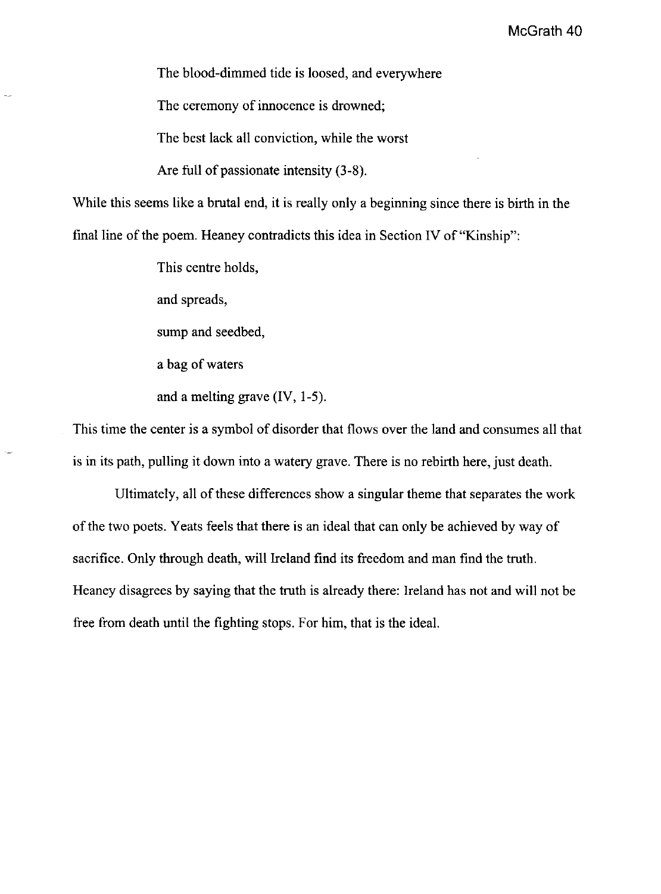> The blood-dimmed tide is loosed, and everywhere
>
> The ceremony of innocence is drowned;
>
> The best lack all conviction, while the worst
>
> Are full of passionate intensity (3-8).

While this seems like a brutal end, it is really only a beginning since there is birth in the final line of the poem. Heaney contradicts this idea in Section IV of "Kinship":

> This centre holds,
>
> and spreads,
>
> sump and seedbed,
>
> a bag of waters
>
> and a melting grave (IV, 1-5).

This time the center is a symbol of disorder that flows over the land and consumes all that is in its path, pulling it down into a watery grave. There is no rebirth here, just death.

Ultimately, all of these differences show a singular theme that separates the work of the two poets. Yeats feels that there is an ideal that can only be achieved by way of sacrifice. Only through death, will Ireland find its freedom and man find the truth. Heaney disagrees by saying that the truth is already there: Ireland has not and will not be free from death until the fighting stops. For him, that is the ideal.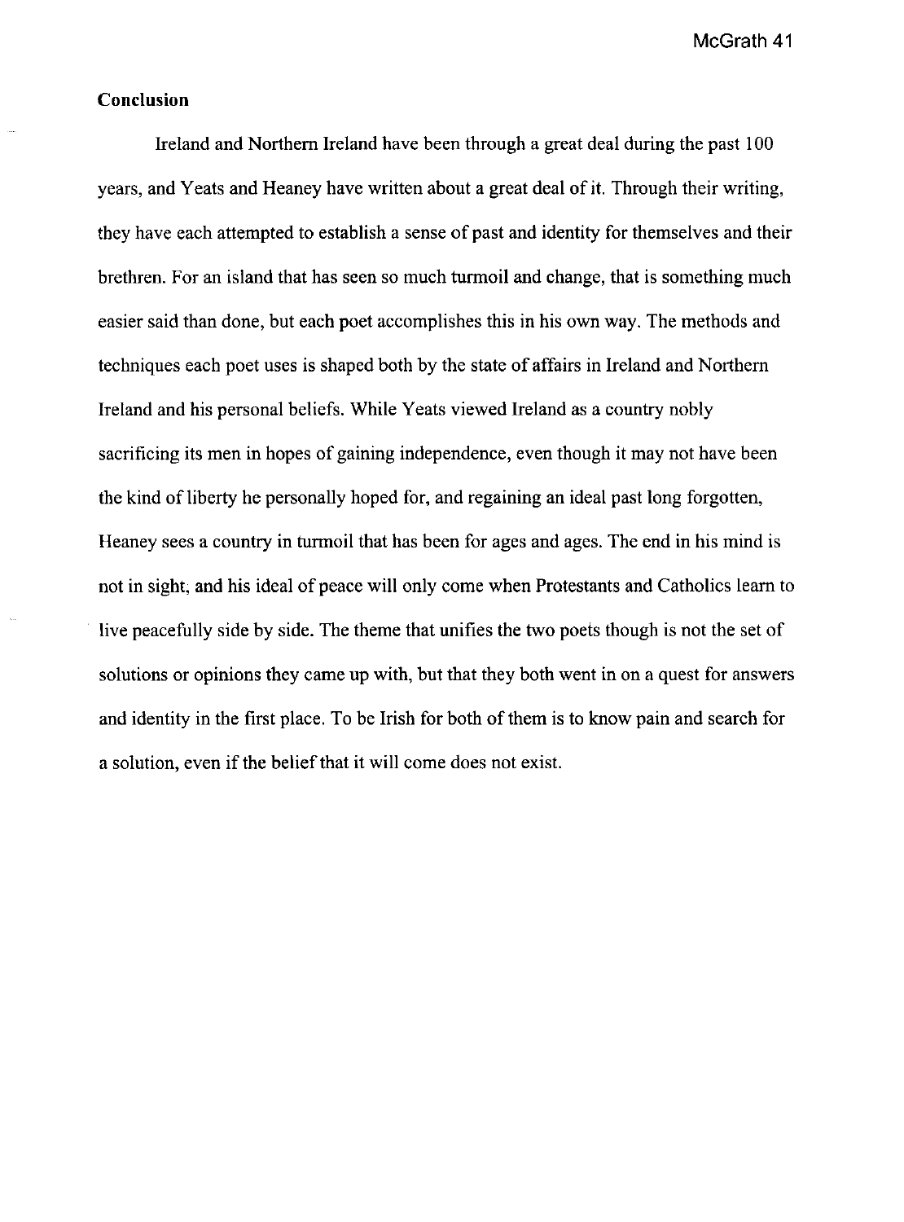## Conclusion

Ireland and Northern Ireland have been through a great deal during the past 100 years, and Yeats and Heaney have written about a great deal of it. Through their writing, they have each attempted to establish a sense of past and identity for themselves and their brethren. For an island that has seen so much turmoil and change, that is something much easier said than done, but each poet accomplishes this in his own way. The methods and techniques each poet uses is shaped both by the state of affairs in Ireland and Northern Ireland and his personal beliefs. While Yeats viewed Ireland as a country nobly sacrificing its men in hopes of gaining independence, even though it may not have been the kind of liberty he personally hoped for, and regaining an ideal past long forgotten, Heaney sees a country in turmoil that has been for ages and ages. The end in his mind is not in sight, and his ideal of peace will only come when Protestants and Catholics learn to live peacefully side by side. The theme that unifies the two poets though is not the set of solutions or opinions they came up with, but that they both went in on a quest for answers and identity in the first place. To be Irish for both of them is to know pain and search for a solution, even if the belief that it will come does not exist.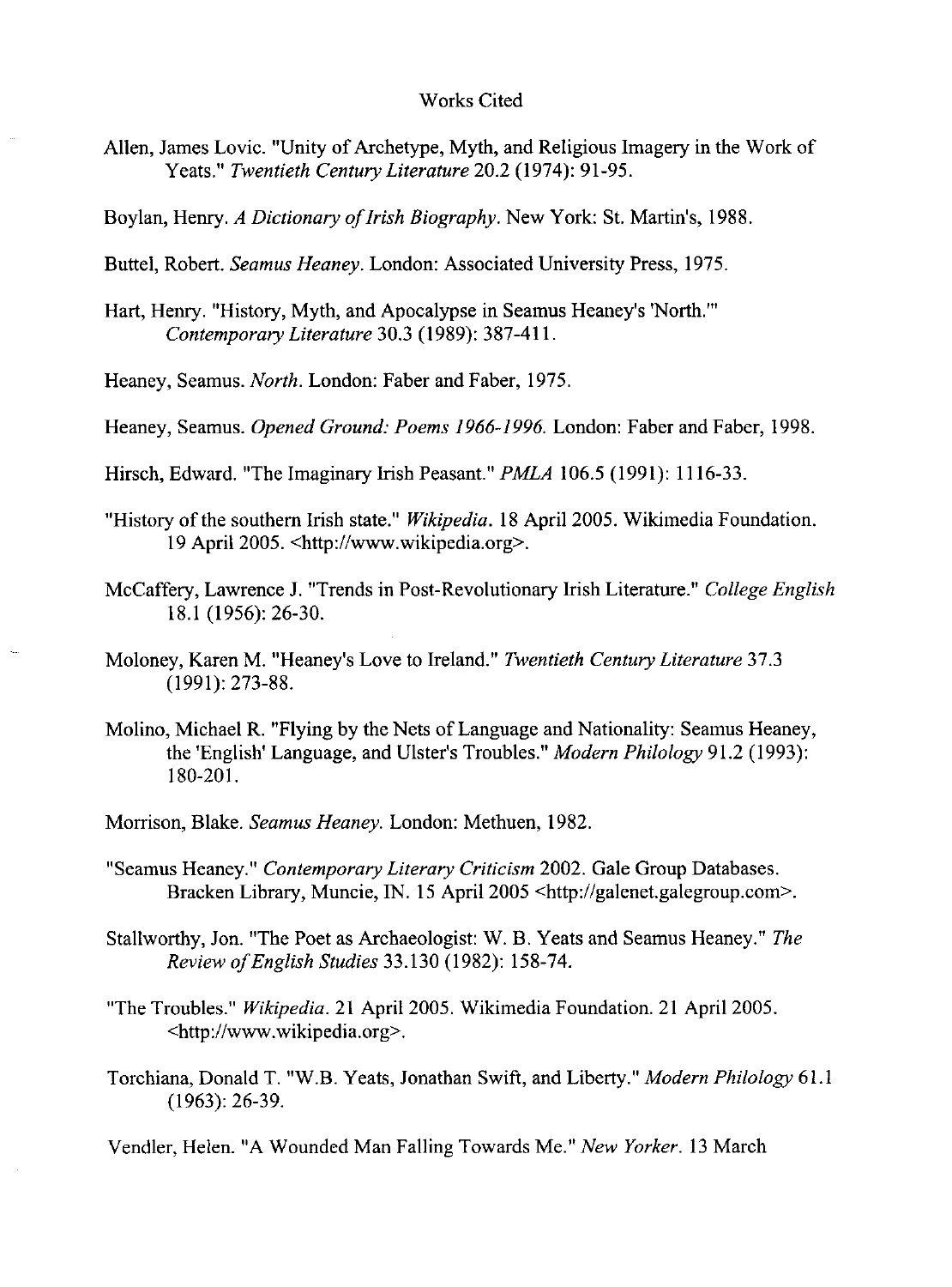# Works Cited

Allen, James Lovic. "Unity of Archetype, Myth, and Religious Imagery in the Work of Yeats." *Twentieth Century Literature* 20.2 (1974): 91-95.

Boylan, Henry. *A Dictionary of Irish Biography*. New York: St. Martin's, 1988.

Buttel, Robert. *Seamus Heaney*. London: Associated University Press, 1975.

Hart, Henry. "History, Myth, and Apocalypse in Seamus Heaney's 'North.'" *Contemporary Literature* 30.3 (1989): 387-411.

Heaney, Seamus. *North*. London: Faber and Faber, 1975.

Heaney, Seamus. *Opened Ground: Poems 1966-1996*. London: Faber and Faber, 1998.

Hirsch, Edward. "The Imaginary Irish Peasant." *PMLA* 106.5 (1991): 1116-33.

"History of the southern Irish state." *Wikipedia*. 18 April 2005. Wikimedia Foundation. 19 April 2005. <http://www.wikipedia.org>.

McCaffery, Lawrence J. "Trends in Post-Revolutionary Irish Literature." *College English* 18.1 (1956): 26-30.

Moloney, Karen M. "Heaney's Love to Ireland." *Twentieth Century Literature* 37.3 (1991): 273-88.

Molino, Michael R. "Flying by the Nets of Language and Nationality: Seamus Heaney, the 'English' Language, and Ulster's Troubles." *Modern Philology* 91.2 (1993): 180-201.

Morrison, Blake. *Seamus Heaney*. London: Methuen, 1982.

"Seamus Heaney." *Contemporary Literary Criticism* 2002. Gale Group Databases. Bracken Library, Muncie, IN. 15 April 2005 <http://galenet.galegroup.com>.

Stallworthy, Jon. "The Poet as Archaeologist: W. B. Yeats and Seamus Heaney." *The Review of English Studies* 33.130 (1982): 158-74.

"The Troubles." *Wikipedia*. 21 April 2005. Wikimedia Foundation. 21 April 2005. <http://www.wikipedia.org>.

Torchiana, Donald T. "W.B. Yeats, Jonathan Swift, and Liberty." *Modern Philology* 61.1 (1963): 26-39.

Vendler, Helen. "A Wounded Man Falling Towards Me." *New Yorker*. 13 March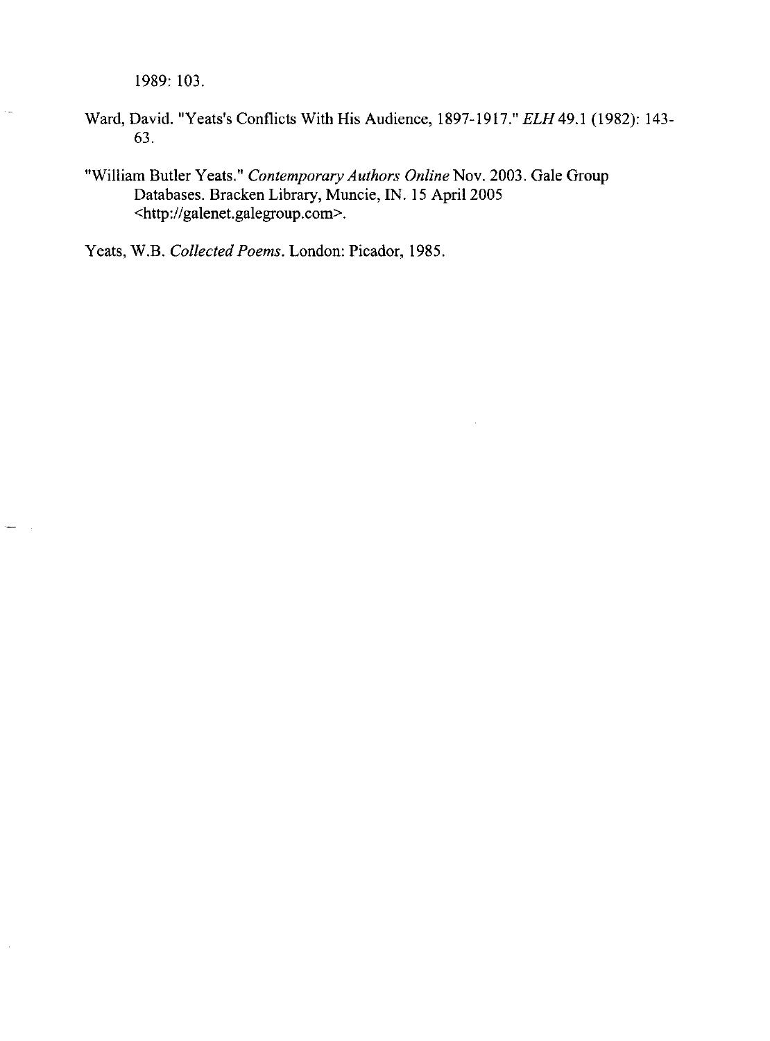1989: 103.

Ward, David. "Yeats's Conflicts With His Audience, 1897-1917." *ELH* 49.1 (1982): 143-63.

"William Butler Yeats." *Contemporary Authors Online* Nov. 2003. Gale Group Databases. Bracken Library, Muncie, IN. 15 April 2005 <http://galenet.galegroup.com>.

Yeats, W.B. *Collected Poems*. London: Picador, 1985.